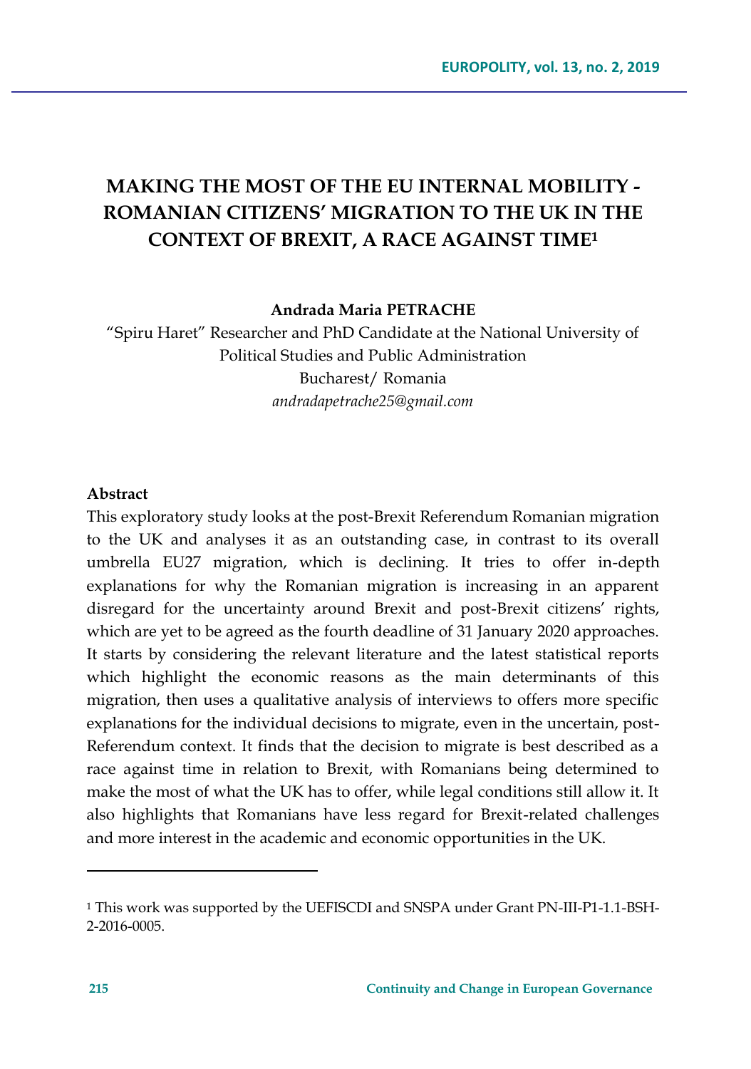# MAKING THE MOST OF THE EU INTERNAL MOBILITY - ROMANIAN CITIZENS' MIGRATION TO THE UK IN THE CONTEXT OF BREXIT, A RACE AGAINST TIME[1]

**Andrada Maria PETRACHE**

"Spiru Haret" Researcher and PhD Candidate at the National University of Political Studies and Public Administration
Bucharest/ Romania
*andradapetrache25@gmail.com*

**Abstract**

This exploratory study looks at the post-Brexit Referendum Romanian migration to the UK and analyses it as an outstanding case, in contrast to its overall umbrella EU27 migration, which is declining. It tries to offer in-depth explanations for why the Romanian migration is increasing in an apparent disregard for the uncertainty around Brexit and post-Brexit citizens' rights, which are yet to be agreed as the fourth deadline of 31 January 2020 approaches. It starts by considering the relevant literature and the latest statistical reports which highlight the economic reasons as the main determinants of this migration, then uses a qualitative analysis of interviews to offers more specific explanations for the individual decisions to migrate, even in the uncertain, post-Referendum context. It finds that the decision to migrate is best described as a race against time in relation to Brexit, with Romanians being determined to make the most of what the UK has to offer, while legal conditions still allow it. It also highlights that Romanians have less regard for Brexit-related challenges and more interest in the academic and economic opportunities in the UK.

[1] This work was supported by the UEFISCDI and SNSPA under Grant PN-III-P1-1.1-BSH-2-2016-0005.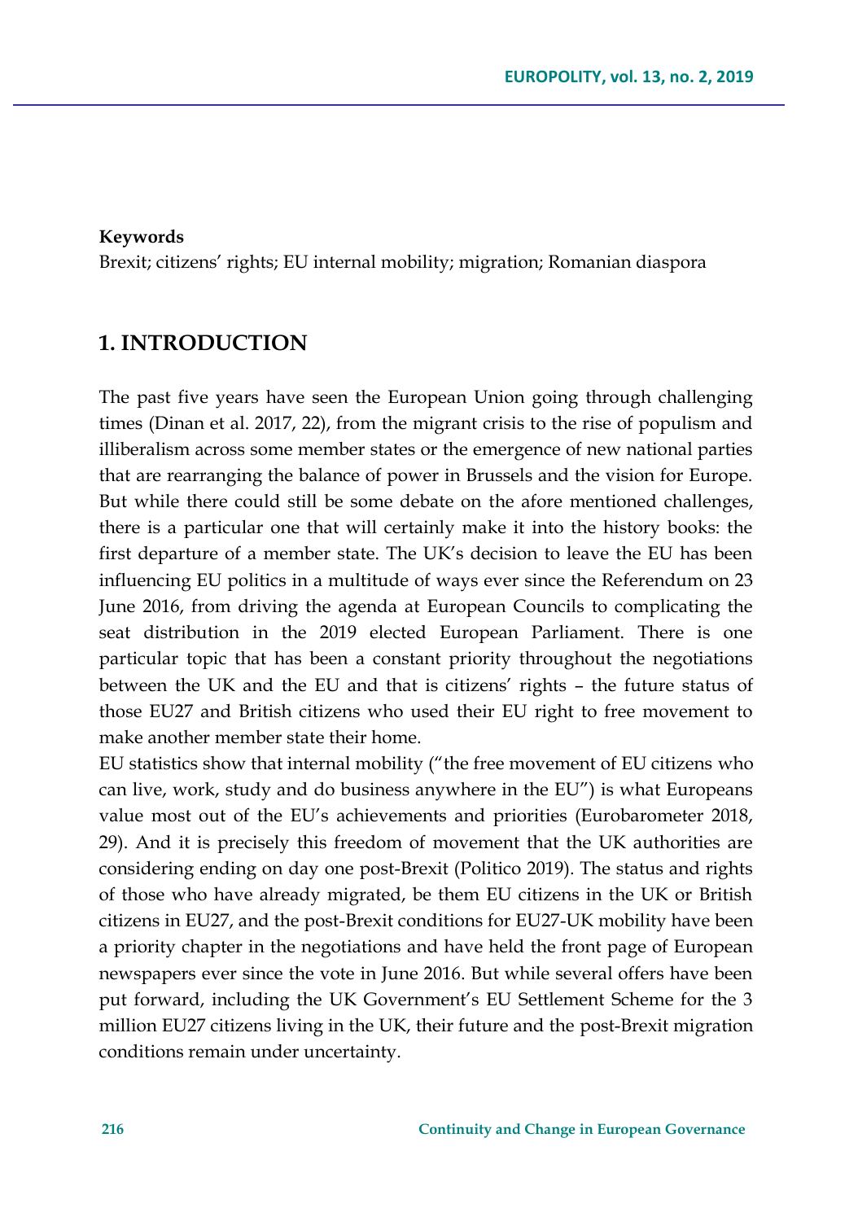**Keywords**

Brexit; citizens' rights; EU internal mobility; migration; Romanian diaspora

## 1. INTRODUCTION

The past five years have seen the European Union going through challenging times (Dinan et al. 2017, 22), from the migrant crisis to the rise of populism and illiberalism across some member states or the emergence of new national parties that are rearranging the balance of power in Brussels and the vision for Europe. But while there could still be some debate on the afore mentioned challenges, there is a particular one that will certainly make it into the history books: the first departure of a member state. The UK's decision to leave the EU has been influencing EU politics in a multitude of ways ever since the Referendum on 23 June 2016, from driving the agenda at European Councils to complicating the seat distribution in the 2019 elected European Parliament. There is one particular topic that has been a constant priority throughout the negotiations between the UK and the EU and that is citizens' rights – the future status of those EU27 and British citizens who used their EU right to free movement to make another member state their home.

EU statistics show that internal mobility ("the free movement of EU citizens who can live, work, study and do business anywhere in the EU") is what Europeans value most out of the EU's achievements and priorities (Eurobarometer 2018, 29). And it is precisely this freedom of movement that the UK authorities are considering ending on day one post-Brexit (Politico 2019). The status and rights of those who have already migrated, be them EU citizens in the UK or British citizens in EU27, and the post-Brexit conditions for EU27-UK mobility have been a priority chapter in the negotiations and have held the front page of European newspapers ever since the vote in June 2016. But while several offers have been put forward, including the UK Government's EU Settlement Scheme for the 3 million EU27 citizens living in the UK, their future and the post-Brexit migration conditions remain under uncertainty.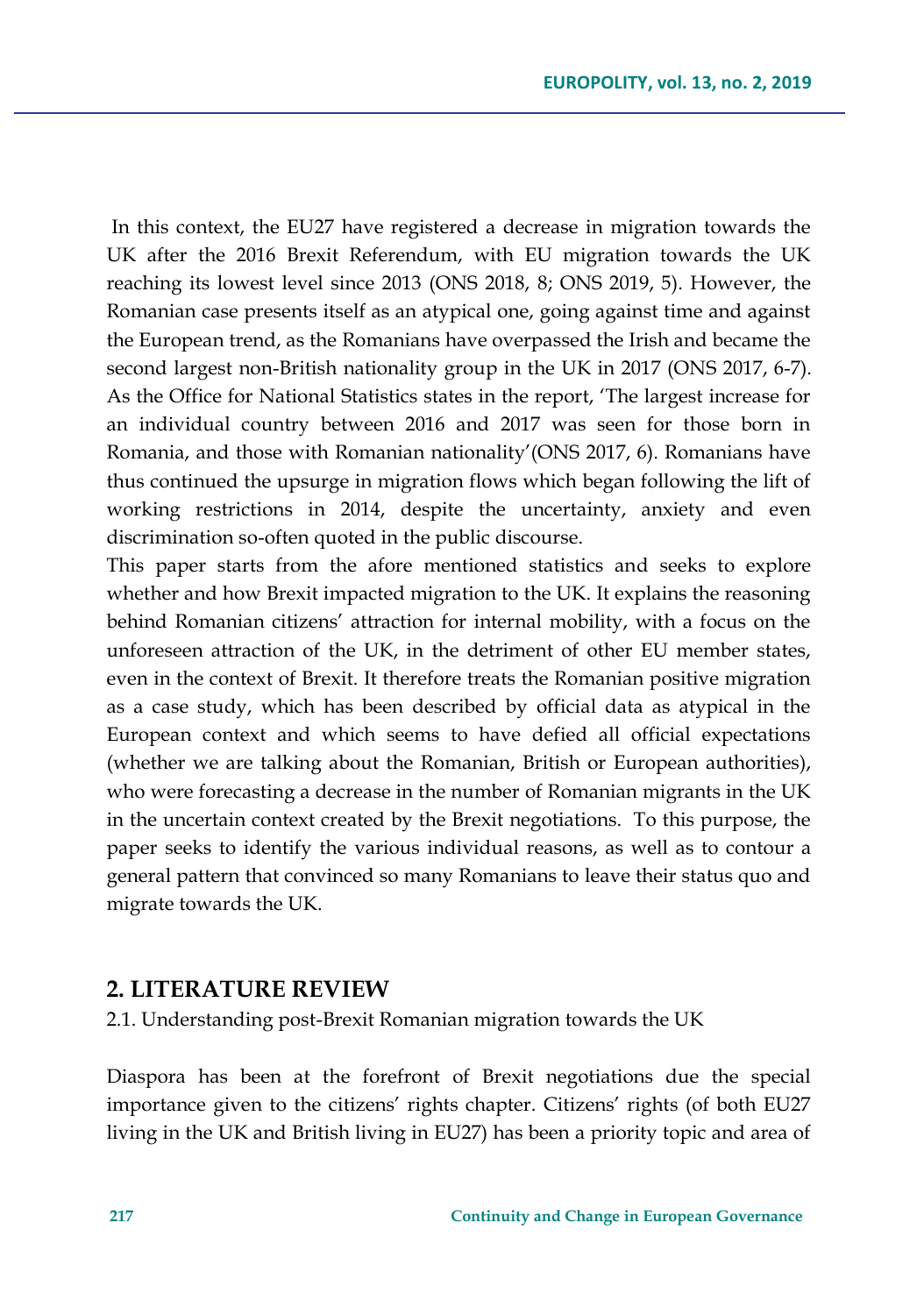In this context, the EU27 have registered a decrease in migration towards the UK after the 2016 Brexit Referendum, with EU migration towards the UK reaching its lowest level since 2013 (ONS 2018, 8; ONS 2019, 5). However, the Romanian case presents itself as an atypical one, going against time and against the European trend, as the Romanians have overpassed the Irish and became the second largest non-British nationality group in the UK in 2017 (ONS 2017, 6-7). As the Office for National Statistics states in the report, 'The largest increase for an individual country between 2016 and 2017 was seen for those born in Romania, and those with Romanian nationality'(ONS 2017, 6). Romanians have thus continued the upsurge in migration flows which began following the lift of working restrictions in 2014, despite the uncertainty, anxiety and even discrimination so-often quoted in the public discourse.

This paper starts from the afore mentioned statistics and seeks to explore whether and how Brexit impacted migration to the UK. It explains the reasoning behind Romanian citizens' attraction for internal mobility, with a focus on the unforeseen attraction of the UK, in the detriment of other EU member states, even in the context of Brexit. It therefore treats the Romanian positive migration as a case study, which has been described by official data as atypical in the European context and which seems to have defied all official expectations (whether we are talking about the Romanian, British or European authorities), who were forecasting a decrease in the number of Romanian migrants in the UK in the uncertain context created by the Brexit negotiations. To this purpose, the paper seeks to identify the various individual reasons, as well as to contour a general pattern that convinced so many Romanians to leave their status quo and migrate towards the UK.

## 2. LITERATURE REVIEW

### 2.1. Understanding post-Brexit Romanian migration towards the UK

Diaspora has been at the forefront of Brexit negotiations due the special importance given to the citizens' rights chapter. Citizens' rights (of both EU27 living in the UK and British living in EU27) has been a priority topic and area of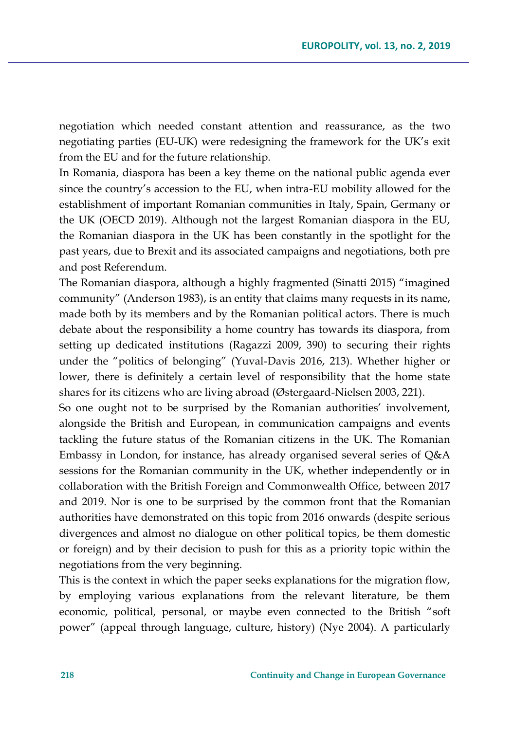negotiation which needed constant attention and reassurance, as the two negotiating parties (EU-UK) were redesigning the framework for the UK's exit from the EU and for the future relationship.

In Romania, diaspora has been a key theme on the national public agenda ever since the country's accession to the EU, when intra-EU mobility allowed for the establishment of important Romanian communities in Italy, Spain, Germany or the UK (OECD 2019). Although not the largest Romanian diaspora in the EU, the Romanian diaspora in the UK has been constantly in the spotlight for the past years, due to Brexit and its associated campaigns and negotiations, both pre and post Referendum.

The Romanian diaspora, although a highly fragmented (Sinatti 2015) "imagined community" (Anderson 1983), is an entity that claims many requests in its name, made both by its members and by the Romanian political actors. There is much debate about the responsibility a home country has towards its diaspora, from setting up dedicated institutions (Ragazzi 2009, 390) to securing their rights under the "politics of belonging" (Yuval-Davis 2016, 213). Whether higher or lower, there is definitely a certain level of responsibility that the home state shares for its citizens who are living abroad (Østergaard-Nielsen 2003, 221).

So one ought not to be surprised by the Romanian authorities' involvement, alongside the British and European, in communication campaigns and events tackling the future status of the Romanian citizens in the UK. The Romanian Embassy in London, for instance, has already organised several series of Q&A sessions for the Romanian community in the UK, whether independently or in collaboration with the British Foreign and Commonwealth Office, between 2017 and 2019. Nor is one to be surprised by the common front that the Romanian authorities have demonstrated on this topic from 2016 onwards (despite serious divergences and almost no dialogue on other political topics, be them domestic or foreign) and by their decision to push for this as a priority topic within the negotiations from the very beginning.

This is the context in which the paper seeks explanations for the migration flow, by employing various explanations from the relevant literature, be them economic, political, personal, or maybe even connected to the British "soft power" (appeal through language, culture, history) (Nye 2004). A particularly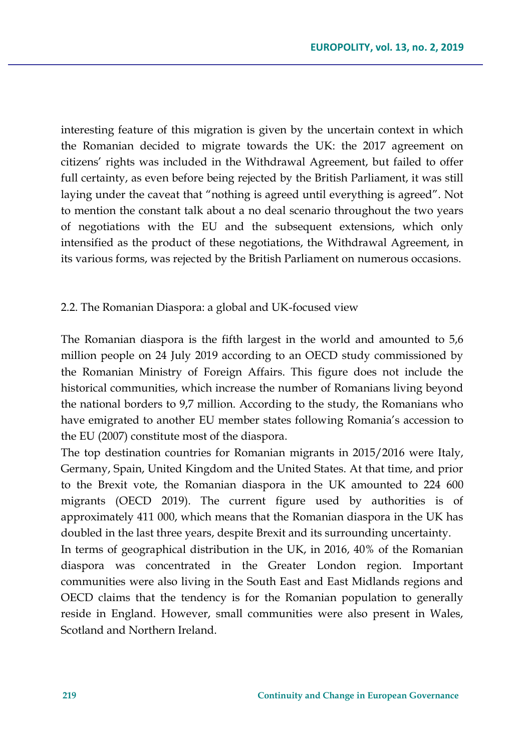interesting feature of this migration is given by the uncertain context in which the Romanian decided to migrate towards the UK: the 2017 agreement on citizens' rights was included in the Withdrawal Agreement, but failed to offer full certainty, as even before being rejected by the British Parliament, it was still laying under the caveat that "nothing is agreed until everything is agreed". Not to mention the constant talk about a no deal scenario throughout the two years of negotiations with the EU and the subsequent extensions, which only intensified as the product of these negotiations, the Withdrawal Agreement, in its various forms, was rejected by the British Parliament on numerous occasions.

### 2.2. The Romanian Diaspora: a global and UK-focused view

The Romanian diaspora is the fifth largest in the world and amounted to 5,6 million people on 24 July 2019 according to an OECD study commissioned by the Romanian Ministry of Foreign Affairs. This figure does not include the historical communities, which increase the number of Romanians living beyond the national borders to 9,7 million. According to the study, the Romanians who have emigrated to another EU member states following Romania's accession to the EU (2007) constitute most of the diaspora.

The top destination countries for Romanian migrants in 2015/2016 were Italy, Germany, Spain, United Kingdom and the United States. At that time, and prior to the Brexit vote, the Romanian diaspora in the UK amounted to 224 600 migrants (OECD 2019). The current figure used by authorities is of approximately 411 000, which means that the Romanian diaspora in the UK has doubled in the last three years, despite Brexit and its surrounding uncertainty.

In terms of geographical distribution in the UK, in 2016, 40% of the Romanian diaspora was concentrated in the Greater London region. Important communities were also living in the South East and East Midlands regions and OECD claims that the tendency is for the Romanian population to generally reside in England. However, small communities were also present in Wales, Scotland and Northern Ireland.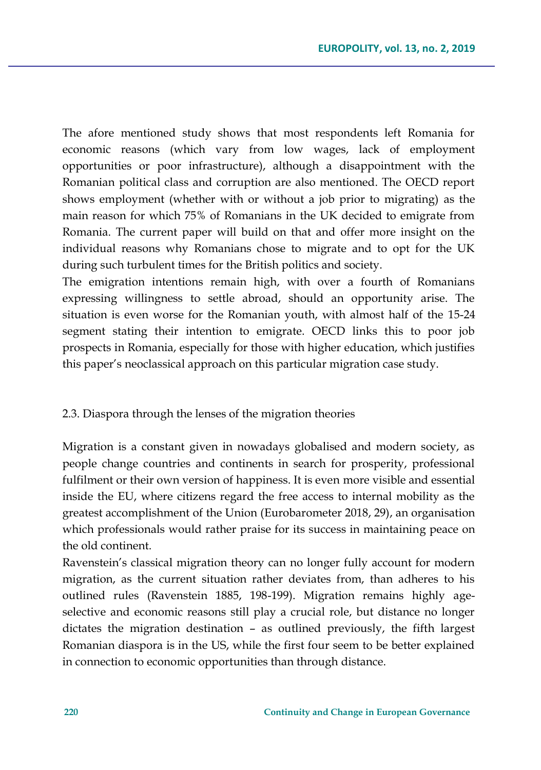The afore mentioned study shows that most respondents left Romania for economic reasons (which vary from low wages, lack of employment opportunities or poor infrastructure), although a disappointment with the Romanian political class and corruption are also mentioned. The OECD report shows employment (whether with or without a job prior to migrating) as the main reason for which 75% of Romanians in the UK decided to emigrate from Romania. The current paper will build on that and offer more insight on the individual reasons why Romanians chose to migrate and to opt for the UK during such turbulent times for the British politics and society.

The emigration intentions remain high, with over a fourth of Romanians expressing willingness to settle abroad, should an opportunity arise. The situation is even worse for the Romanian youth, with almost half of the 15-24 segment stating their intention to emigrate. OECD links this to poor job prospects in Romania, especially for those with higher education, which justifies this paper's neoclassical approach on this particular migration case study.

### 2.3. Diaspora through the lenses of the migration theories

Migration is a constant given in nowadays globalised and modern society, as people change countries and continents in search for prosperity, professional fulfilment or their own version of happiness. It is even more visible and essential inside the EU, where citizens regard the free access to internal mobility as the greatest accomplishment of the Union (Eurobarometer 2018, 29), an organisation which professionals would rather praise for its success in maintaining peace on the old continent.

Ravenstein's classical migration theory can no longer fully account for modern migration, as the current situation rather deviates from, than adheres to his outlined rules (Ravenstein 1885, 198-199). Migration remains highly age-selective and economic reasons still play a crucial role, but distance no longer dictates the migration destination – as outlined previously, the fifth largest Romanian diaspora is in the US, while the first four seem to be better explained in connection to economic opportunities than through distance.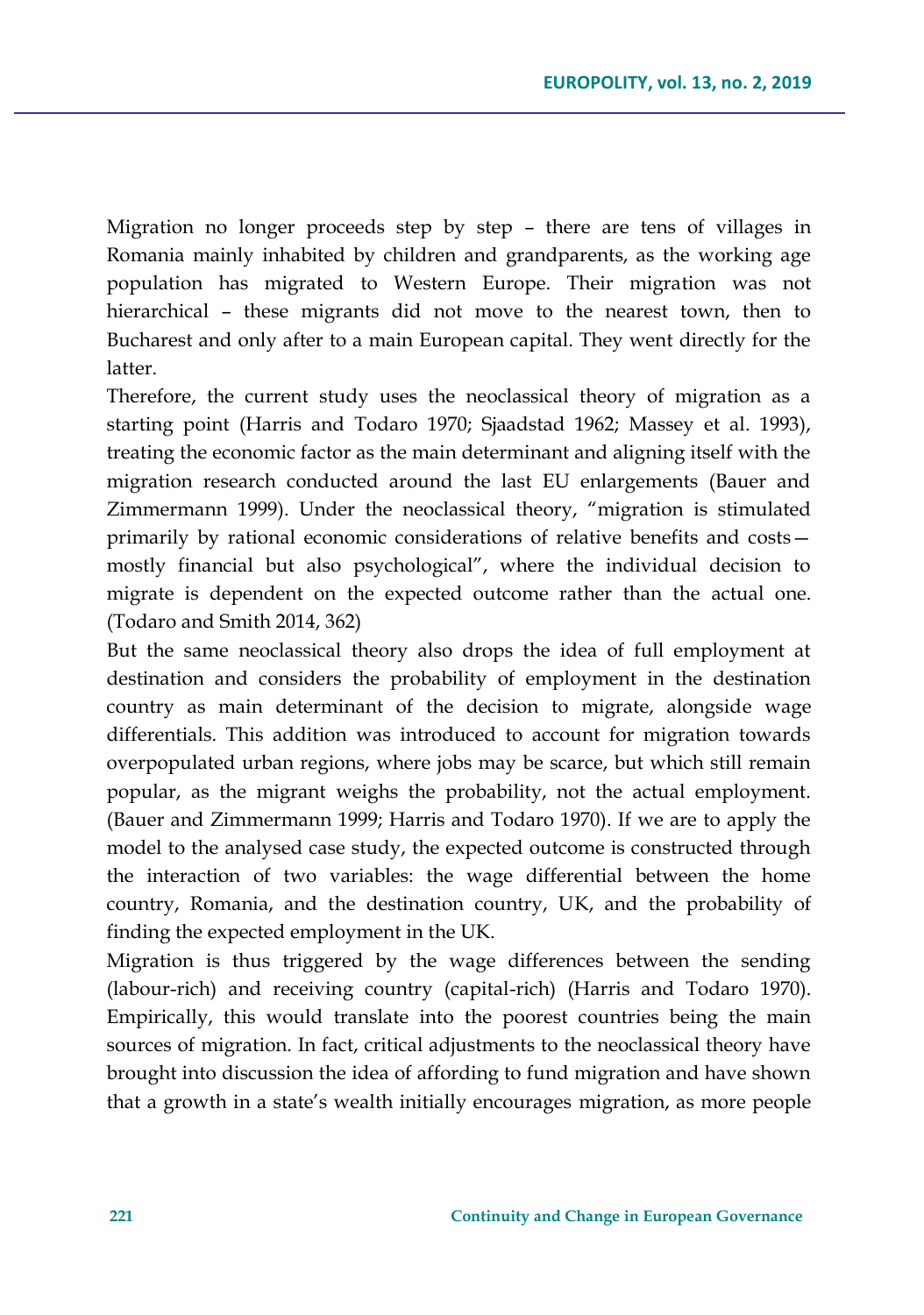Migration no longer proceeds step by step – there are tens of villages in Romania mainly inhabited by children and grandparents, as the working age population has migrated to Western Europe. Their migration was not hierarchical – these migrants did not move to the nearest town, then to Bucharest and only after to a main European capital. They went directly for the latter.

Therefore, the current study uses the neoclassical theory of migration as a starting point (Harris and Todaro 1970; Sjaadstad 1962; Massey et al. 1993), treating the economic factor as the main determinant and aligning itself with the migration research conducted around the last EU enlargements (Bauer and Zimmermann 1999). Under the neoclassical theory, "migration is stimulated primarily by rational economic considerations of relative benefits and costs—mostly financial but also psychological", where the individual decision to migrate is dependent on the expected outcome rather than the actual one. (Todaro and Smith 2014, 362)

But the same neoclassical theory also drops the idea of full employment at destination and considers the probability of employment in the destination country as main determinant of the decision to migrate, alongside wage differentials. This addition was introduced to account for migration towards overpopulated urban regions, where jobs may be scarce, but which still remain popular, as the migrant weighs the probability, not the actual employment. (Bauer and Zimmermann 1999; Harris and Todaro 1970). If we are to apply the model to the analysed case study, the expected outcome is constructed through the interaction of two variables: the wage differential between the home country, Romania, and the destination country, UK, and the probability of finding the expected employment in the UK.

Migration is thus triggered by the wage differences between the sending (labour-rich) and receiving country (capital-rich) (Harris and Todaro 1970). Empirically, this would translate into the poorest countries being the main sources of migration. In fact, critical adjustments to the neoclassical theory have brought into discussion the idea of affording to fund migration and have shown that a growth in a state's wealth initially encourages migration, as more people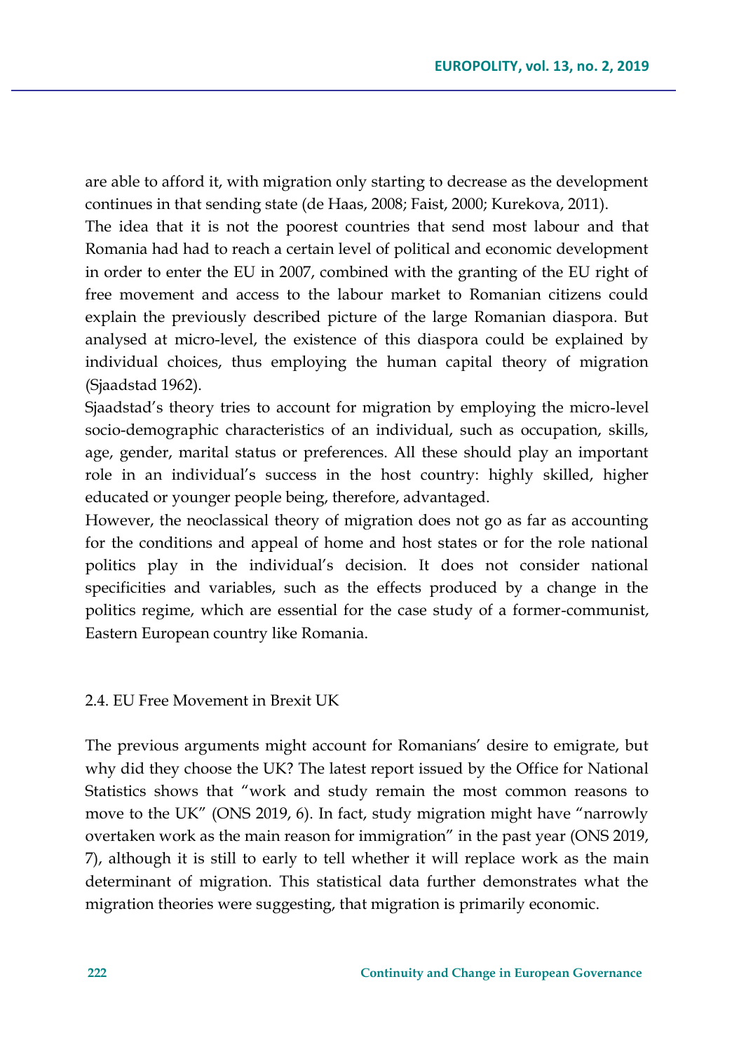are able to afford it, with migration only starting to decrease as the development continues in that sending state (de Haas, 2008; Faist, 2000; Kurekova, 2011).

The idea that it is not the poorest countries that send most labour and that Romania had had to reach a certain level of political and economic development in order to enter the EU in 2007, combined with the granting of the EU right of free movement and access to the labour market to Romanian citizens could explain the previously described picture of the large Romanian diaspora. But analysed at micro-level, the existence of this diaspora could be explained by individual choices, thus employing the human capital theory of migration (Sjaadstad 1962).

Sjaadstad's theory tries to account for migration by employing the micro-level socio-demographic characteristics of an individual, such as occupation, skills, age, gender, marital status or preferences. All these should play an important role in an individual's success in the host country: highly skilled, higher educated or younger people being, therefore, advantaged.

However, the neoclassical theory of migration does not go as far as accounting for the conditions and appeal of home and host states or for the role national politics play in the individual's decision. It does not consider national specificities and variables, such as the effects produced by a change in the politics regime, which are essential for the case study of a former-communist, Eastern European country like Romania.

## 2.4. EU Free Movement in Brexit UK

The previous arguments might account for Romanians' desire to emigrate, but why did they choose the UK? The latest report issued by the Office for National Statistics shows that "work and study remain the most common reasons to move to the UK" (ONS 2019, 6). In fact, study migration might have "narrowly overtaken work as the main reason for immigration" in the past year (ONS 2019, 7), although it is still to early to tell whether it will replace work as the main determinant of migration. This statistical data further demonstrates what the migration theories were suggesting, that migration is primarily economic.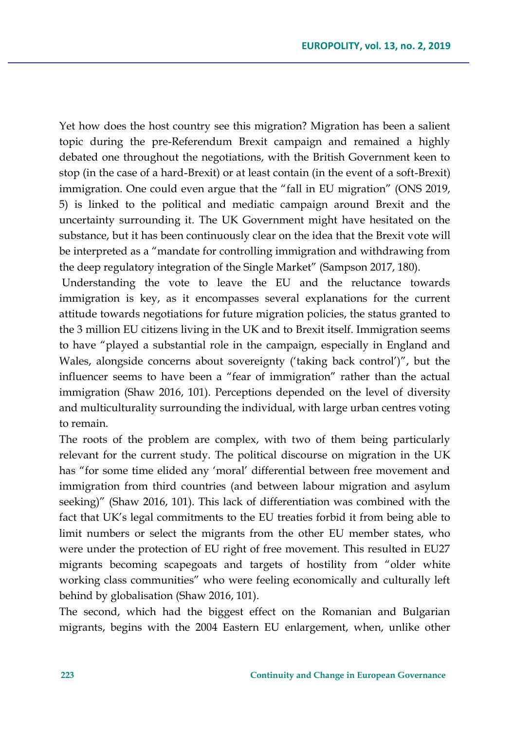Yet how does the host country see this migration? Migration has been a salient topic during the pre-Referendum Brexit campaign and remained a highly debated one throughout the negotiations, with the British Government keen to stop (in the case of a hard-Brexit) or at least contain (in the event of a soft-Brexit) immigration. One could even argue that the "fall in EU migration" (ONS 2019, 5) is linked to the political and mediatic campaign around Brexit and the uncertainty surrounding it. The UK Government might have hesitated on the substance, but it has been continuously clear on the idea that the Brexit vote will be interpreted as a "mandate for controlling immigration and withdrawing from the deep regulatory integration of the Single Market" (Sampson 2017, 180).

Understanding the vote to leave the EU and the reluctance towards immigration is key, as it encompasses several explanations for the current attitude towards negotiations for future migration policies, the status granted to the 3 million EU citizens living in the UK and to Brexit itself. Immigration seems to have "played a substantial role in the campaign, especially in England and Wales, alongside concerns about sovereignty ('taking back control')", but the influencer seems to have been a "fear of immigration" rather than the actual immigration (Shaw 2016, 101). Perceptions depended on the level of diversity and multiculturality surrounding the individual, with large urban centres voting to remain.

The roots of the problem are complex, with two of them being particularly relevant for the current study. The political discourse on migration in the UK has "for some time elided any 'moral' differential between free movement and immigration from third countries (and between labour migration and asylum seeking)" (Shaw 2016, 101). This lack of differentiation was combined with the fact that UK's legal commitments to the EU treaties forbid it from being able to limit numbers or select the migrants from the other EU member states, who were under the protection of EU right of free movement. This resulted in EU27 migrants becoming scapegoats and targets of hostility from "older white working class communities" who were feeling economically and culturally left behind by globalisation (Shaw 2016, 101).

The second, which had the biggest effect on the Romanian and Bulgarian migrants, begins with the 2004 Eastern EU enlargement, when, unlike other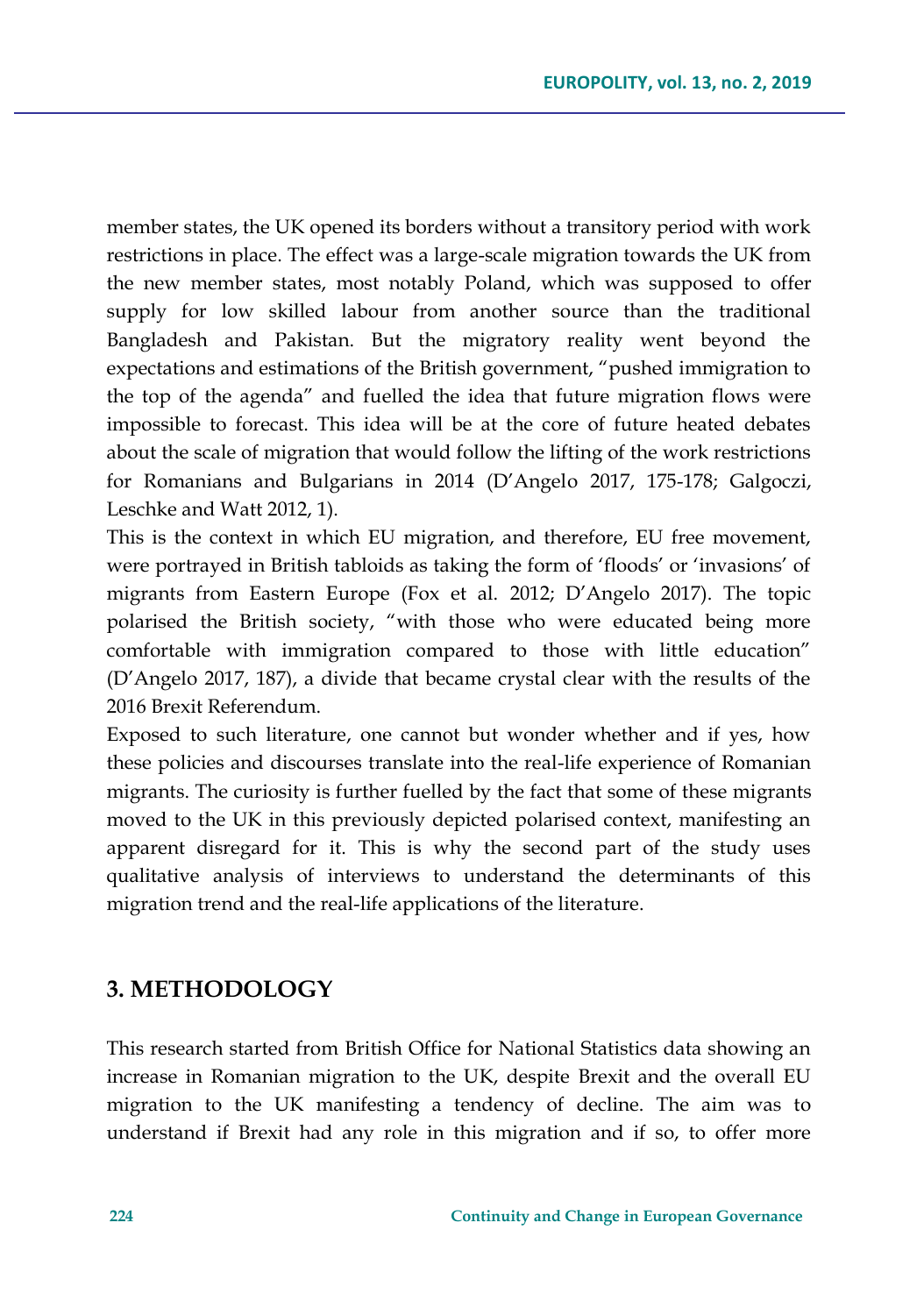member states, the UK opened its borders without a transitory period with work restrictions in place. The effect was a large-scale migration towards the UK from the new member states, most notably Poland, which was supposed to offer supply for low skilled labour from another source than the traditional Bangladesh and Pakistan. But the migratory reality went beyond the expectations and estimations of the British government, "pushed immigration to the top of the agenda" and fuelled the idea that future migration flows were impossible to forecast. This idea will be at the core of future heated debates about the scale of migration that would follow the lifting of the work restrictions for Romanians and Bulgarians in 2014 (D'Angelo 2017, 175-178; Galgoczi, Leschke and Watt 2012, 1).

This is the context in which EU migration, and therefore, EU free movement, were portrayed in British tabloids as taking the form of 'floods' or 'invasions' of migrants from Eastern Europe (Fox et al. 2012; D'Angelo 2017). The topic polarised the British society, "with those who were educated being more comfortable with immigration compared to those with little education" (D'Angelo 2017, 187), a divide that became crystal clear with the results of the 2016 Brexit Referendum.

Exposed to such literature, one cannot but wonder whether and if yes, how these policies and discourses translate into the real-life experience of Romanian migrants. The curiosity is further fuelled by the fact that some of these migrants moved to the UK in this previously depicted polarised context, manifesting an apparent disregard for it. This is why the second part of the study uses qualitative analysis of interviews to understand the determinants of this migration trend and the real-life applications of the literature.

## 3. METHODOLOGY

This research started from British Office for National Statistics data showing an increase in Romanian migration to the UK, despite Brexit and the overall EU migration to the UK manifesting a tendency of decline. The aim was to understand if Brexit had any role in this migration and if so, to offer more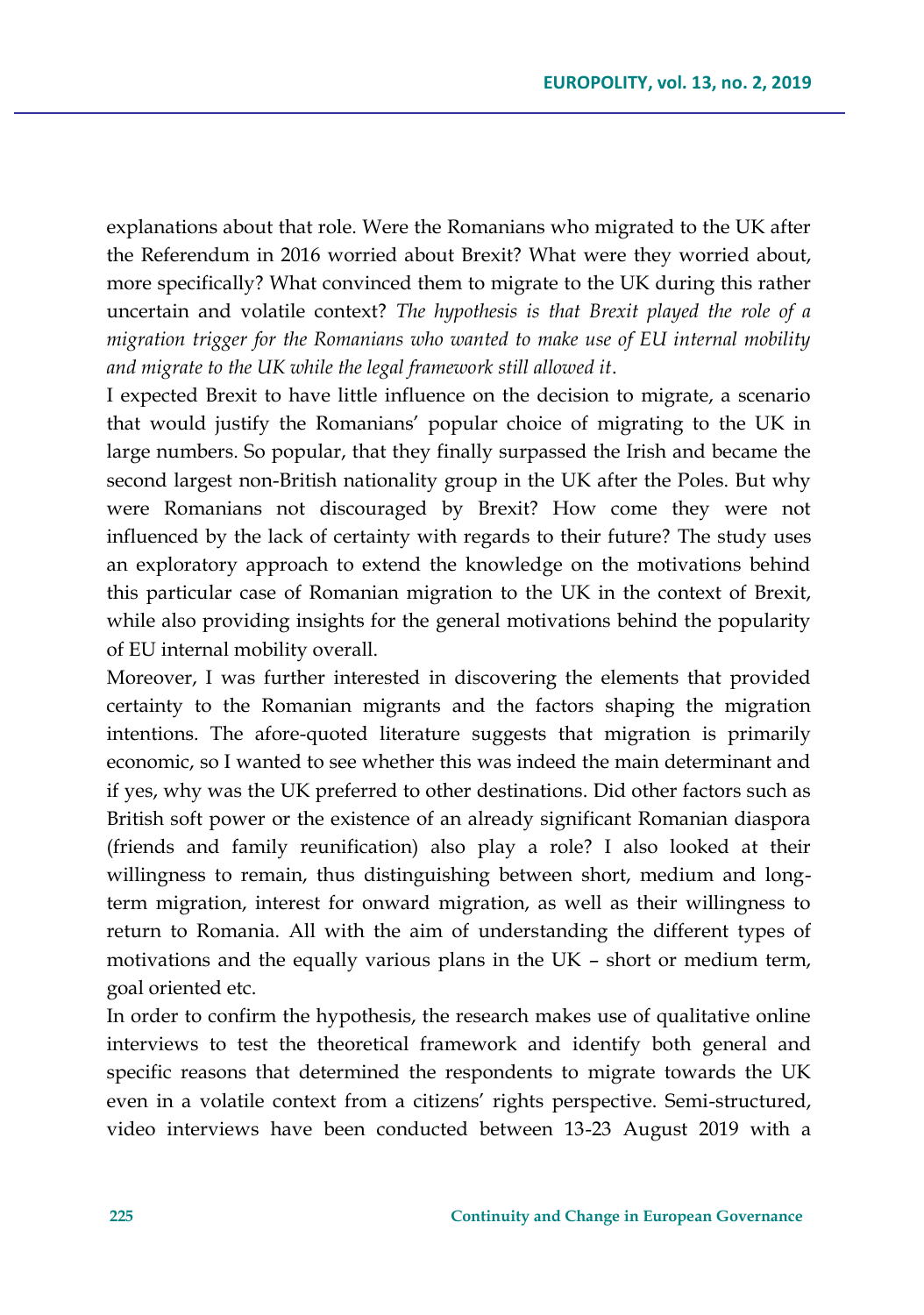explanations about that role. Were the Romanians who migrated to the UK after the Referendum in 2016 worried about Brexit? What were they worried about, more specifically? What convinced them to migrate to the UK during this rather uncertain and volatile context? *The hypothesis is that Brexit played the role of a migration trigger for the Romanians who wanted to make use of EU internal mobility and migrate to the UK while the legal framework still allowed it*.

I expected Brexit to have little influence on the decision to migrate, a scenario that would justify the Romanians' popular choice of migrating to the UK in large numbers. So popular, that they finally surpassed the Irish and became the second largest non-British nationality group in the UK after the Poles. But why were Romanians not discouraged by Brexit? How come they were not influenced by the lack of certainty with regards to their future? The study uses an exploratory approach to extend the knowledge on the motivations behind this particular case of Romanian migration to the UK in the context of Brexit, while also providing insights for the general motivations behind the popularity of EU internal mobility overall.

Moreover, I was further interested in discovering the elements that provided certainty to the Romanian migrants and the factors shaping the migration intentions. The afore-quoted literature suggests that migration is primarily economic, so I wanted to see whether this was indeed the main determinant and if yes, why was the UK preferred to other destinations. Did other factors such as British soft power or the existence of an already significant Romanian diaspora (friends and family reunification) also play a role? I also looked at their willingness to remain, thus distinguishing between short, medium and long-term migration, interest for onward migration, as well as their willingness to return to Romania. All with the aim of understanding the different types of motivations and the equally various plans in the UK – short or medium term, goal oriented etc.

In order to confirm the hypothesis, the research makes use of qualitative online interviews to test the theoretical framework and identify both general and specific reasons that determined the respondents to migrate towards the UK even in a volatile context from a citizens' rights perspective. Semi-structured, video interviews have been conducted between 13-23 August 2019 with a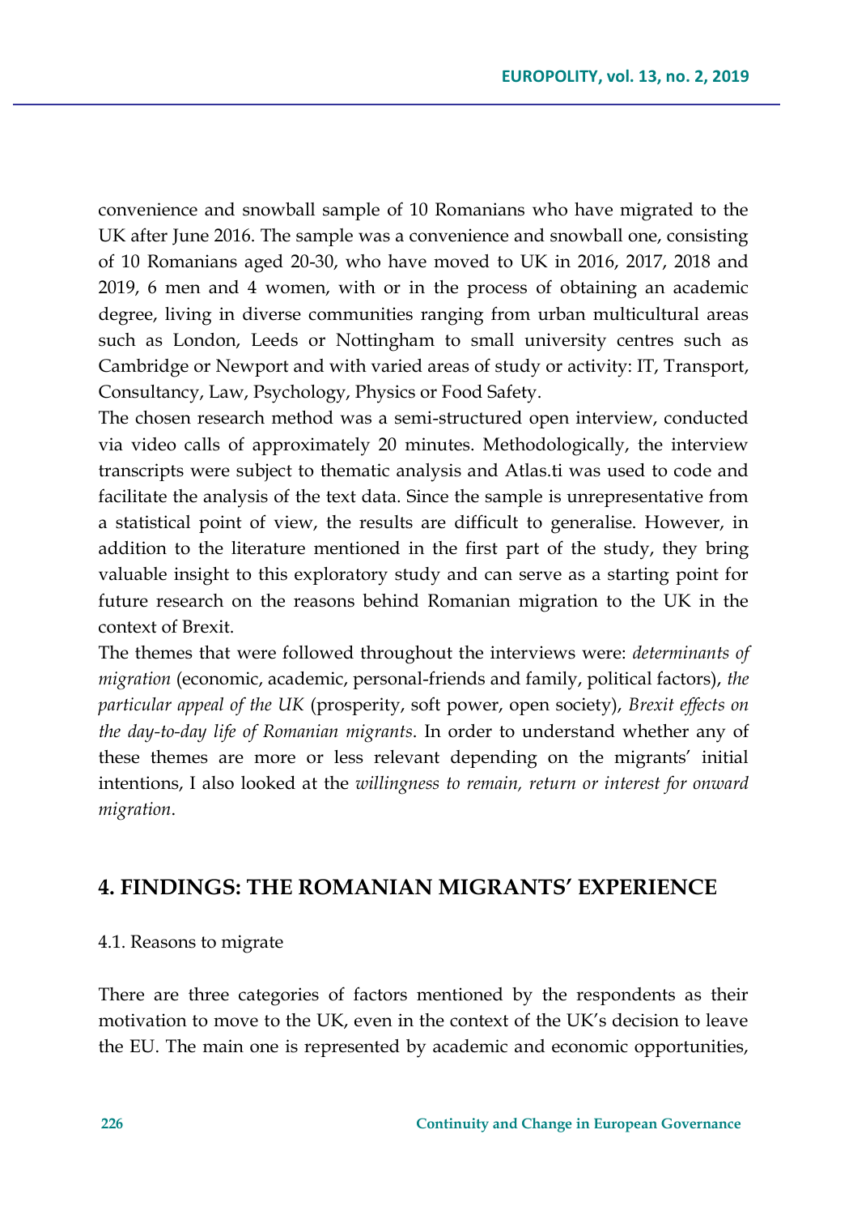convenience and snowball sample of 10 Romanians who have migrated to the UK after June 2016. The sample was a convenience and snowball one, consisting of 10 Romanians aged 20-30, who have moved to UK in 2016, 2017, 2018 and 2019, 6 men and 4 women, with or in the process of obtaining an academic degree, living in diverse communities ranging from urban multicultural areas such as London, Leeds or Nottingham to small university centres such as Cambridge or Newport and with varied areas of study or activity: IT, Transport, Consultancy, Law, Psychology, Physics or Food Safety.

The chosen research method was a semi-structured open interview, conducted via video calls of approximately 20 minutes. Methodologically, the interview transcripts were subject to thematic analysis and Atlas.ti was used to code and facilitate the analysis of the text data. Since the sample is unrepresentative from a statistical point of view, the results are difficult to generalise. However, in addition to the literature mentioned in the first part of the study, they bring valuable insight to this exploratory study and can serve as a starting point for future research on the reasons behind Romanian migration to the UK in the context of Brexit.

The themes that were followed throughout the interviews were: *determinants of migration* (economic, academic, personal-friends and family, political factors), *the particular appeal of the UK* (prosperity, soft power, open society), *Brexit effects on the day-to-day life of Romanian migrants*. In order to understand whether any of these themes are more or less relevant depending on the migrants' initial intentions, I also looked at the *willingness to remain, return or interest for onward migration*.

## 4. FINDINGS: THE ROMANIAN MIGRANTS' EXPERIENCE

### 4.1. Reasons to migrate

There are three categories of factors mentioned by the respondents as their motivation to move to the UK, even in the context of the UK's decision to leave the EU. The main one is represented by academic and economic opportunities,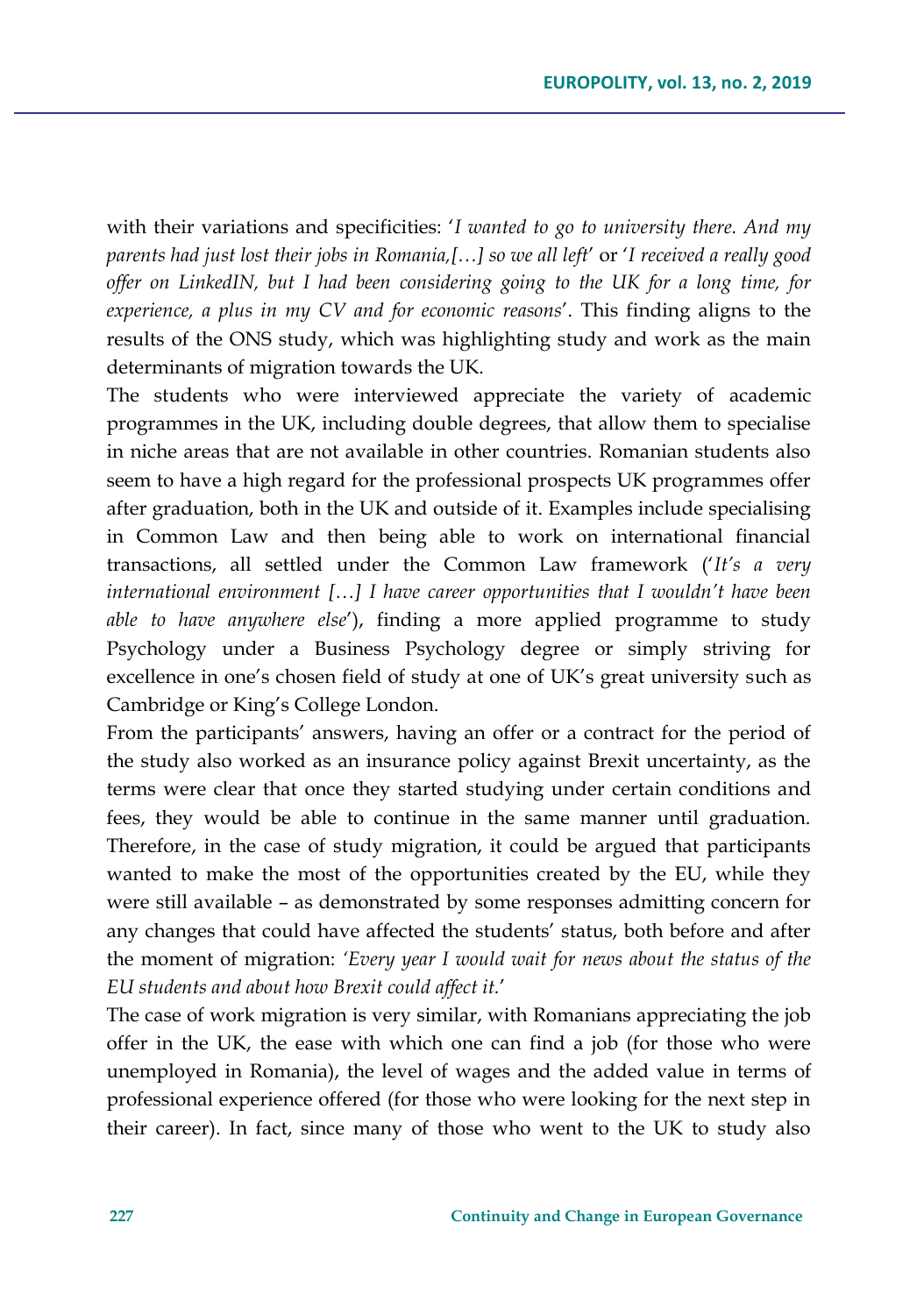with their variations and specificities: '*I wanted to go to university there. And my parents had just lost their jobs in Romania,[…] so we all left*' or '*I received a really good offer on LinkedIN, but I had been considering going to the UK for a long time, for experience, a plus in my CV and for economic reasons*'. This finding aligns to the results of the ONS study, which was highlighting study and work as the main determinants of migration towards the UK.

The students who were interviewed appreciate the variety of academic programmes in the UK, including double degrees, that allow them to specialise in niche areas that are not available in other countries. Romanian students also seem to have a high regard for the professional prospects UK programmes offer after graduation, both in the UK and outside of it. Examples include specialising in Common Law and then being able to work on international financial transactions, all settled under the Common Law framework ('*It's a very international environment […] I have career opportunities that I wouldn't have been able to have anywhere else*'), finding a more applied programme to study Psychology under a Business Psychology degree or simply striving for excellence in one's chosen field of study at one of UK's great university such as Cambridge or King's College London.

From the participants' answers, having an offer or a contract for the period of the study also worked as an insurance policy against Brexit uncertainty, as the terms were clear that once they started studying under certain conditions and fees, they would be able to continue in the same manner until graduation. Therefore, in the case of study migration, it could be argued that participants wanted to make the most of the opportunities created by the EU, while they were still available – as demonstrated by some responses admitting concern for any changes that could have affected the students' status, both before and after the moment of migration: '*Every year I would wait for news about the status of the EU students and about how Brexit could affect it.*'

The case of work migration is very similar, with Romanians appreciating the job offer in the UK, the ease with which one can find a job (for those who were unemployed in Romania), the level of wages and the added value in terms of professional experience offered (for those who were looking for the next step in their career). In fact, since many of those who went to the UK to study also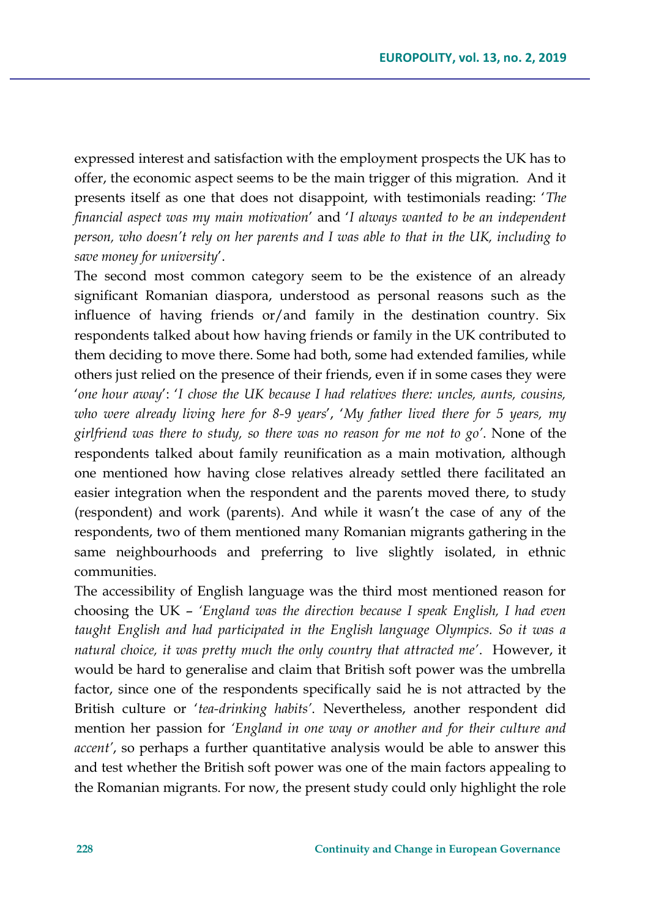expressed interest and satisfaction with the employment prospects the UK has to offer, the economic aspect seems to be the main trigger of this migration. And it presents itself as one that does not disappoint, with testimonials reading: '*The financial aspect was my main motivation*' and '*I always wanted to be an independent person, who doesn't rely on her parents and I was able to that in the UK, including to save money for university*'.

The second most common category seem to be the existence of an already significant Romanian diaspora, understood as personal reasons such as the influence of having friends or/and family in the destination country. Six respondents talked about how having friends or family in the UK contributed to them deciding to move there. Some had both, some had extended families, while others just relied on the presence of their friends, even if in some cases they were '*one hour away*': '*I chose the UK because I had relatives there: uncles, aunts, cousins, who were already living here for 8-9 years*', '*My father lived there for 5 years, my girlfriend was there to study, so there was no reason for me not to go*'. None of the respondents talked about family reunification as a main motivation, although one mentioned how having close relatives already settled there facilitated an easier integration when the respondent and the parents moved there, to study (respondent) and work (parents). And while it wasn't the case of any of the respondents, two of them mentioned many Romanian migrants gathering in the same neighbourhoods and preferring to live slightly isolated, in ethnic communities.

The accessibility of English language was the third most mentioned reason for choosing the UK – *'England was the direction because I speak English, I had even taught English and had participated in the English language Olympics. So it was a natural choice, it was pretty much the only country that attracted me'*. However, it would be hard to generalise and claim that British soft power was the umbrella factor, since one of the respondents specifically said he is not attracted by the British culture or '*tea-drinking habits*'. Nevertheless, another respondent did mention her passion for *'England in one way or another and for their culture and accent'*, so perhaps a further quantitative analysis would be able to answer this and test whether the British soft power was one of the main factors appealing to the Romanian migrants. For now, the present study could only highlight the role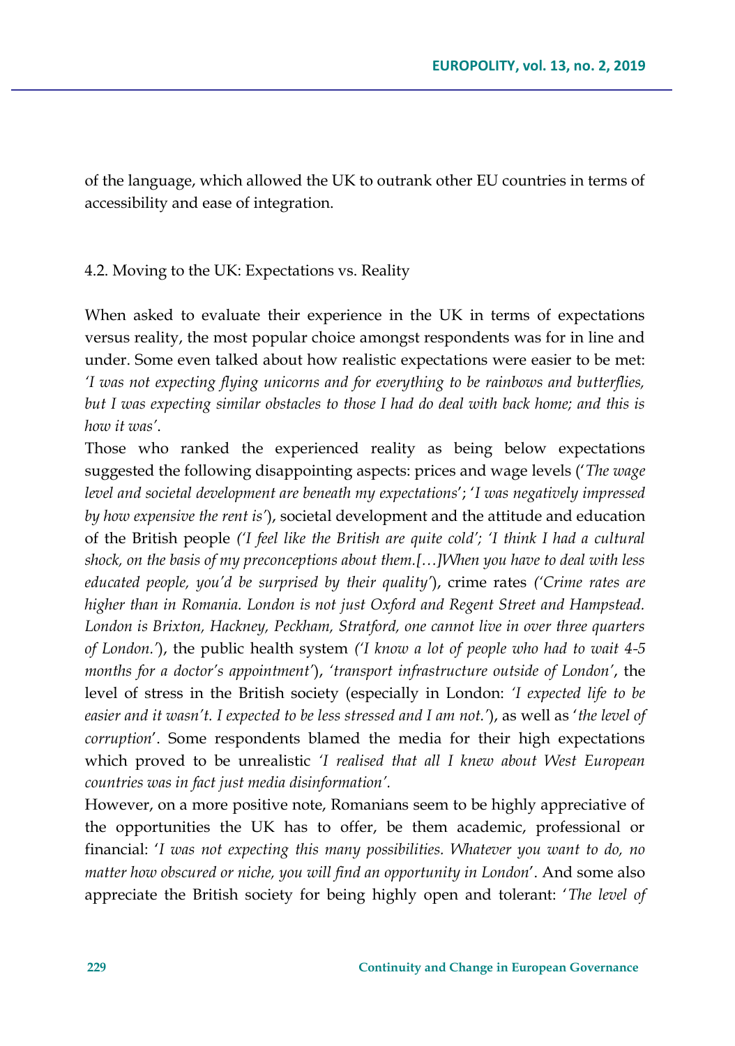of the language, which allowed the UK to outrank other EU countries in terms of accessibility and ease of integration.

### 4.2. Moving to the UK: Expectations vs. Reality

When asked to evaluate their experience in the UK in terms of expectations versus reality, the most popular choice amongst respondents was for in line and under. Some even talked about how realistic expectations were easier to be met: *'I was not expecting flying unicorns and for everything to be rainbows and butterflies, but I was expecting similar obstacles to those I had do deal with back home; and this is how it was'*.

Those who ranked the experienced reality as being below expectations suggested the following disappointing aspects: prices and wage levels (*'The wage level and societal development are beneath my expectations'*; *'I was negatively impressed by how expensive the rent is'*), societal development and the attitude and education of the British people (*'I feel like the British are quite cold'; 'I think I had a cultural shock, on the basis of my preconceptions about them.[…]When you have to deal with less educated people, you'd be surprised by their quality'*), crime rates (*'Crime rates are higher than in Romania. London is not just Oxford and Regent Street and Hampstead. London is Brixton, Hackney, Peckham, Stratford, one cannot live in over three quarters of London.'*), the public health system (*'I know a lot of people who had to wait 4-5 months for a doctor's appointment'*), *'transport infrastructure outside of London'*, the level of stress in the British society (especially in London: *'I expected life to be easier and it wasn't. I expected to be less stressed and I am not.'*), as well as *'the level of corruption'*. Some respondents blamed the media for their high expectations which proved to be unrealistic *'I realised that all I knew about West European countries was in fact just media disinformation'.*

However, on a more positive note, Romanians seem to be highly appreciative of the opportunities the UK has to offer, be them academic, professional or financial: *'I was not expecting this many possibilities. Whatever you want to do, no matter how obscured or niche, you will find an opportunity in London'*. And some also appreciate the British society for being highly open and tolerant: *'The level of*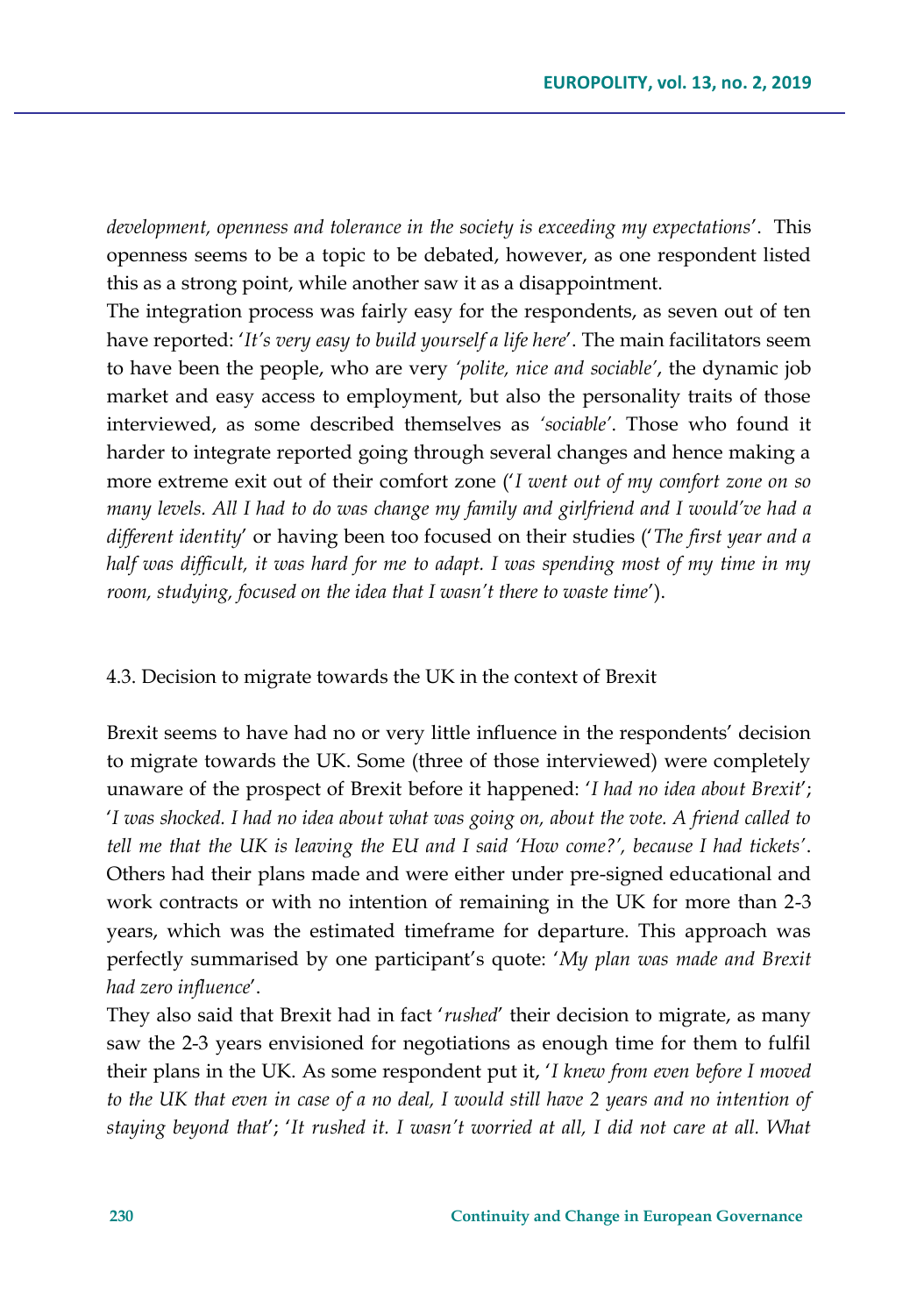*development, openness and tolerance in the society is exceeding my expectations*'. This openness seems to be a topic to be debated, however, as one respondent listed this as a strong point, while another saw it as a disappointment.

The integration process was fairly easy for the respondents, as seven out of ten have reported: '*It's very easy to build yourself a life here*'. The main facilitators seem to have been the people, who are very *'polite, nice and sociable'*, the dynamic job market and easy access to employment, but also the personality traits of those interviewed, as some described themselves as *'sociable'*. Those who found it harder to integrate reported going through several changes and hence making a more extreme exit out of their comfort zone ('*I went out of my comfort zone on so many levels. All I had to do was change my family and girlfriend and I would've had a different identity*' or having been too focused on their studies ('*The first year and a half was difficult, it was hard for me to adapt. I was spending most of my time in my room, studying, focused on the idea that I wasn't there to waste time*').

### 4.3. Decision to migrate towards the UK in the context of Brexit

Brexit seems to have had no or very little influence in the respondents' decision to migrate towards the UK. Some (three of those interviewed) were completely unaware of the prospect of Brexit before it happened: '*I had no idea about Brexit*'; '*I was shocked. I had no idea about what was going on, about the vote. A friend called to tell me that the UK is leaving the EU and I said 'How come?', because I had tickets'*. Others had their plans made and were either under pre-signed educational and work contracts or with no intention of remaining in the UK for more than 2-3 years, which was the estimated timeframe for departure. This approach was perfectly summarised by one participant's quote: '*My plan was made and Brexit had zero influence*'.

They also said that Brexit had in fact '*rushed*' their decision to migrate, as many saw the 2-3 years envisioned for negotiations as enough time for them to fulfil their plans in the UK. As some respondent put it, '*I knew from even before I moved to the UK that even in case of a no deal, I would still have 2 years and no intention of staying beyond that*'; '*It rushed it. I wasn't worried at all, I did not care at all. What*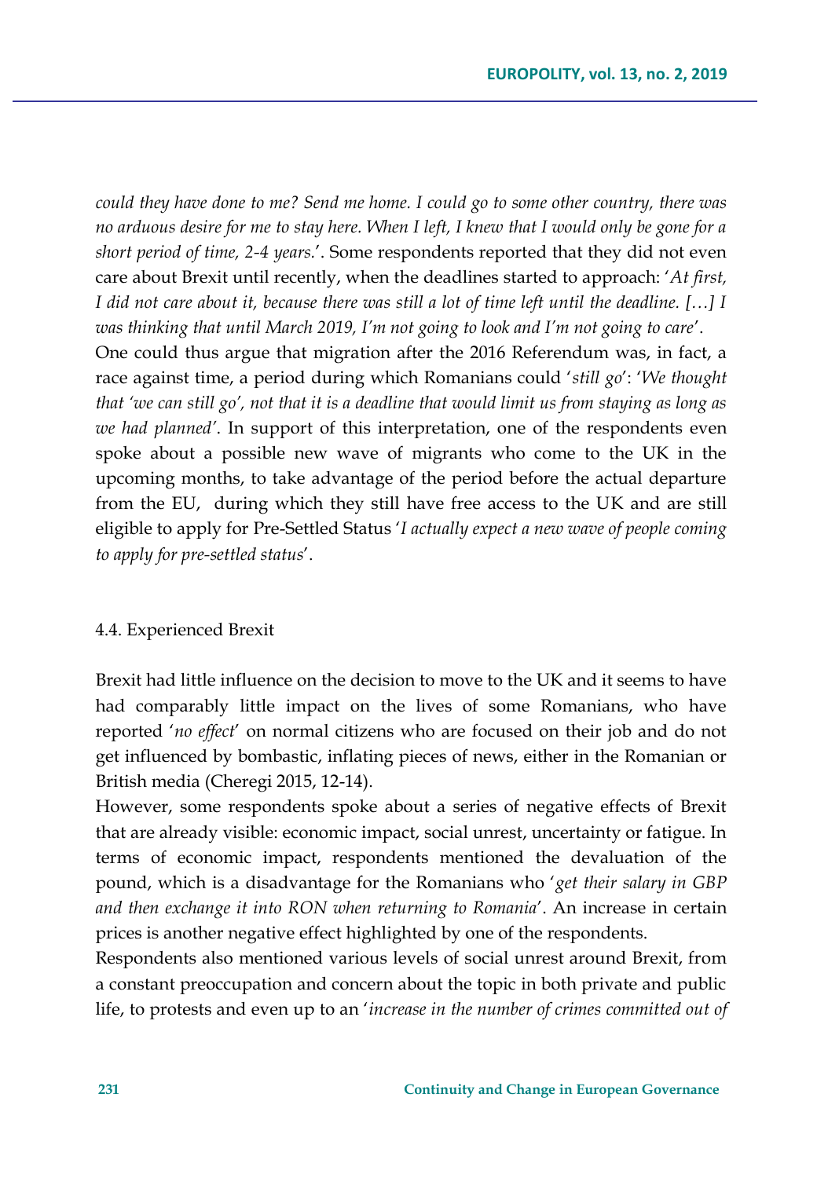*could they have done to me? Send me home. I could go to some other country, there was no arduous desire for me to stay here. When I left, I knew that I would only be gone for a short period of time, 2-4 years.*'. Some respondents reported that they did not even care about Brexit until recently, when the deadlines started to approach: '*At first, I did not care about it, because there was still a lot of time left until the deadline. […] I was thinking that until March 2019, I'm not going to look and I'm not going to care*'.

One could thus argue that migration after the 2016 Referendum was, in fact, a race against time, a period during which Romanians could '*still go*': '*We thought that 'we can still go', not that it is a deadline that would limit us from staying as long as we had planned'*. In support of this interpretation, one of the respondents even spoke about a possible new wave of migrants who come to the UK in the upcoming months, to take advantage of the period before the actual departure from the EU, during which they still have free access to the UK and are still eligible to apply for Pre-Settled Status '*I actually expect a new wave of people coming to apply for pre-settled status*'.

### 4.4. Experienced Brexit

Brexit had little influence on the decision to move to the UK and it seems to have had comparably little impact on the lives of some Romanians, who have reported '*no effect*' on normal citizens who are focused on their job and do not get influenced by bombastic, inflating pieces of news, either in the Romanian or British media (Cheregi 2015, 12-14).

However, some respondents spoke about a series of negative effects of Brexit that are already visible: economic impact, social unrest, uncertainty or fatigue. In terms of economic impact, respondents mentioned the devaluation of the pound, which is a disadvantage for the Romanians who '*get their salary in GBP and then exchange it into RON when returning to Romania*'. An increase in certain prices is another negative effect highlighted by one of the respondents.

Respondents also mentioned various levels of social unrest around Brexit, from a constant preoccupation and concern about the topic in both private and public life, to protests and even up to an '*increase in the number of crimes committed out of*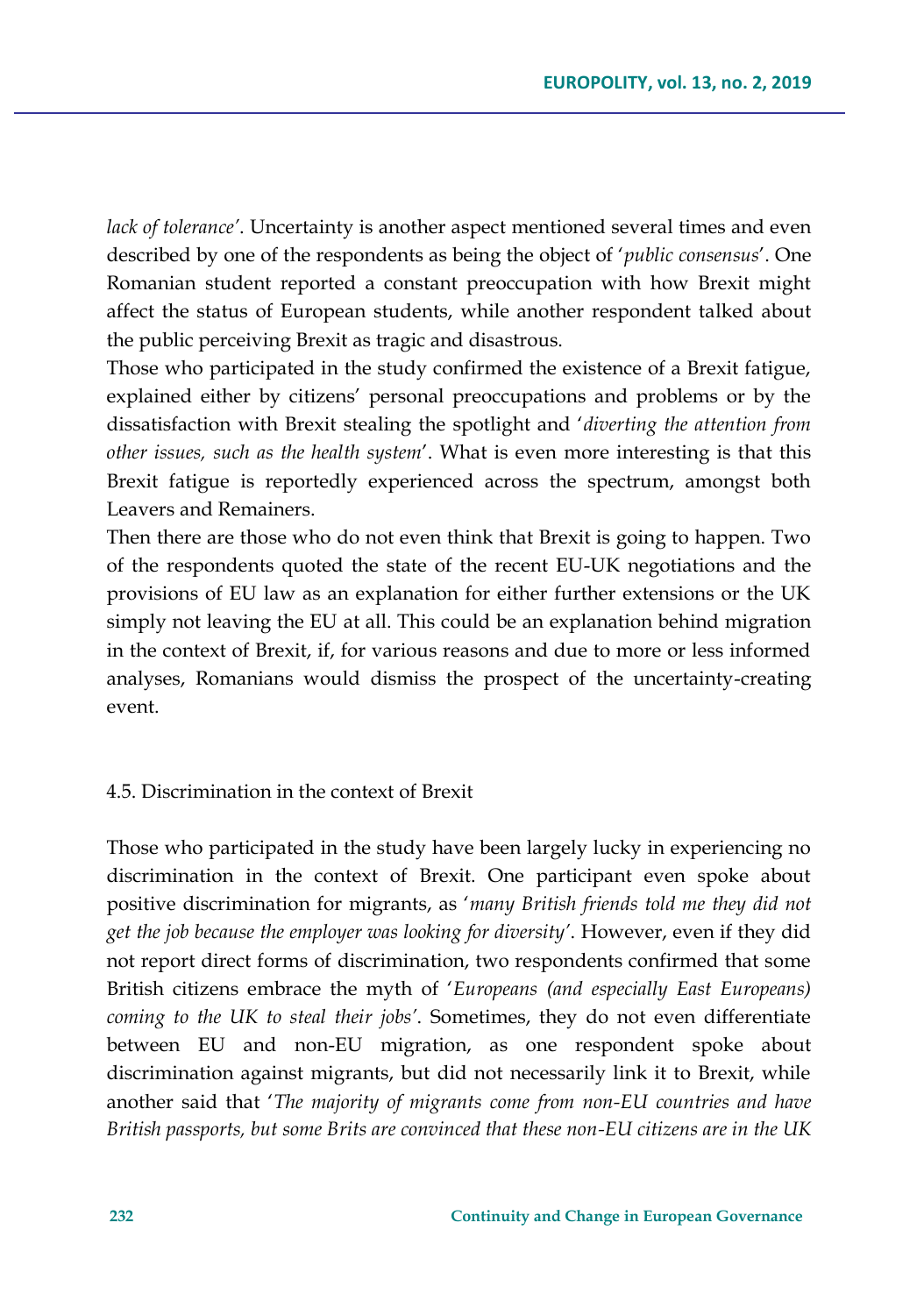*lack of tolerance*'. Uncertainty is another aspect mentioned several times and even described by one of the respondents as being the object of '*public consensus*'. One Romanian student reported a constant preoccupation with how Brexit might affect the status of European students, while another respondent talked about the public perceiving Brexit as tragic and disastrous.

Those who participated in the study confirmed the existence of a Brexit fatigue, explained either by citizens' personal preoccupations and problems or by the dissatisfaction with Brexit stealing the spotlight and '*diverting the attention from other issues, such as the health system*'. What is even more interesting is that this Brexit fatigue is reportedly experienced across the spectrum, amongst both Leavers and Remainers.

Then there are those who do not even think that Brexit is going to happen. Two of the respondents quoted the state of the recent EU-UK negotiations and the provisions of EU law as an explanation for either further extensions or the UK simply not leaving the EU at all. This could be an explanation behind migration in the context of Brexit, if, for various reasons and due to more or less informed analyses, Romanians would dismiss the prospect of the uncertainty-creating event.

### 4.5. Discrimination in the context of Brexit

Those who participated in the study have been largely lucky in experiencing no discrimination in the context of Brexit. One participant even spoke about positive discrimination for migrants, as '*many British friends told me they did not get the job because the employer was looking for diversity*'. However, even if they did not report direct forms of discrimination, two respondents confirmed that some British citizens embrace the myth of '*Europeans (and especially East Europeans) coming to the UK to steal their jobs*'. Sometimes, they do not even differentiate between EU and non-EU migration, as one respondent spoke about discrimination against migrants, but did not necessarily link it to Brexit, while another said that '*The majority of migrants come from non-EU countries and have British passports, but some Brits are convinced that these non-EU citizens are in the UK*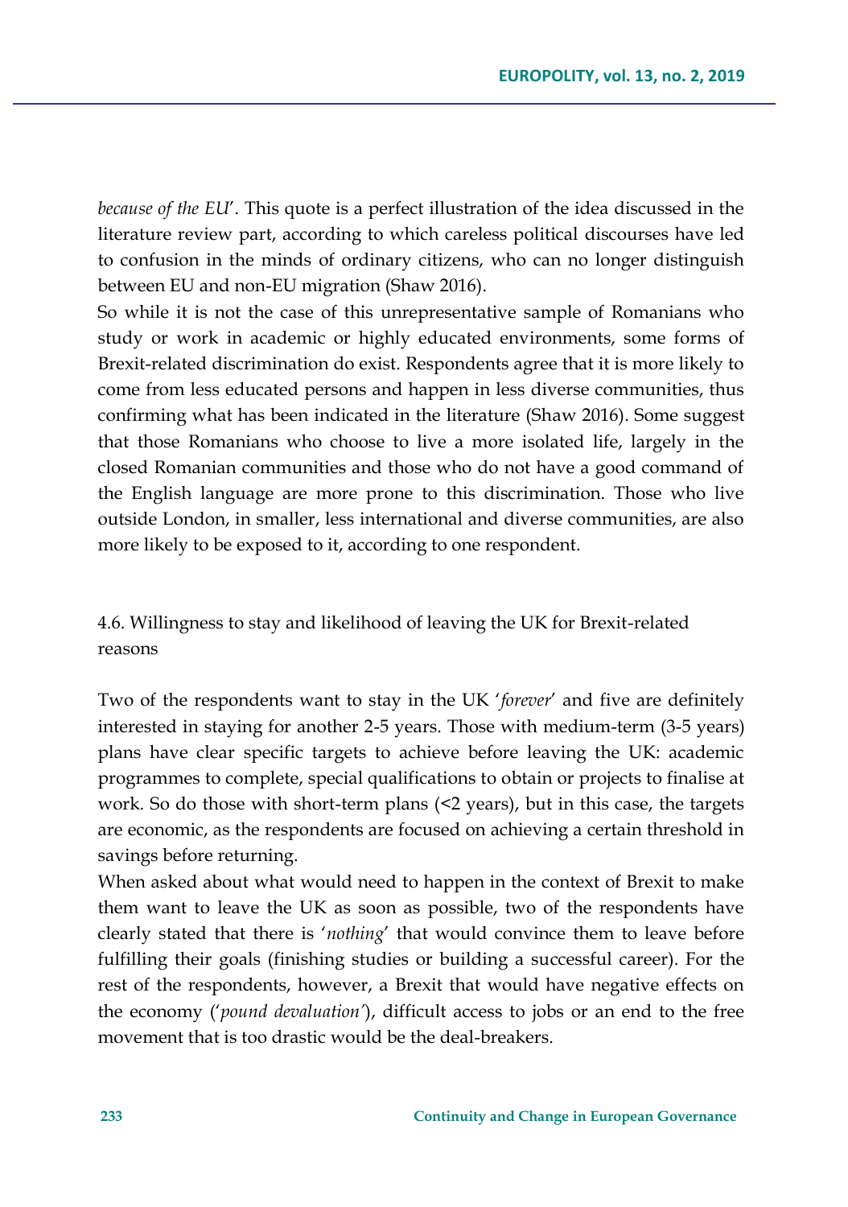*because of the EU*'. This quote is a perfect illustration of the idea discussed in the literature review part, according to which careless political discourses have led to confusion in the minds of ordinary citizens, who can no longer distinguish between EU and non-EU migration (Shaw 2016).

So while it is not the case of this unrepresentative sample of Romanians who study or work in academic or highly educated environments, some forms of Brexit-related discrimination do exist. Respondents agree that it is more likely to come from less educated persons and happen in less diverse communities, thus confirming what has been indicated in the literature (Shaw 2016). Some suggest that those Romanians who choose to live a more isolated life, largely in the closed Romanian communities and those who do not have a good command of the English language are more prone to this discrimination. Those who live outside London, in smaller, less international and diverse communities, are also more likely to be exposed to it, according to one respondent.

### 4.6. Willingness to stay and likelihood of leaving the UK for Brexit-related reasons

Two of the respondents want to stay in the UK '*forever*' and five are definitely interested in staying for another 2-5 years. Those with medium-term (3-5 years) plans have clear specific targets to achieve before leaving the UK: academic programmes to complete, special qualifications to obtain or projects to finalise at work. So do those with short-term plans (<2 years), but in this case, the targets are economic, as the respondents are focused on achieving a certain threshold in savings before returning.

When asked about what would need to happen in the context of Brexit to make them want to leave the UK as soon as possible, two of the respondents have clearly stated that there is '*nothing*' that would convince them to leave before fulfilling their goals (finishing studies or building a successful career). For the rest of the respondents, however, a Brexit that would have negative effects on the economy ('*pound devaluation*'), difficult access to jobs or an end to the free movement that is too drastic would be the deal-breakers.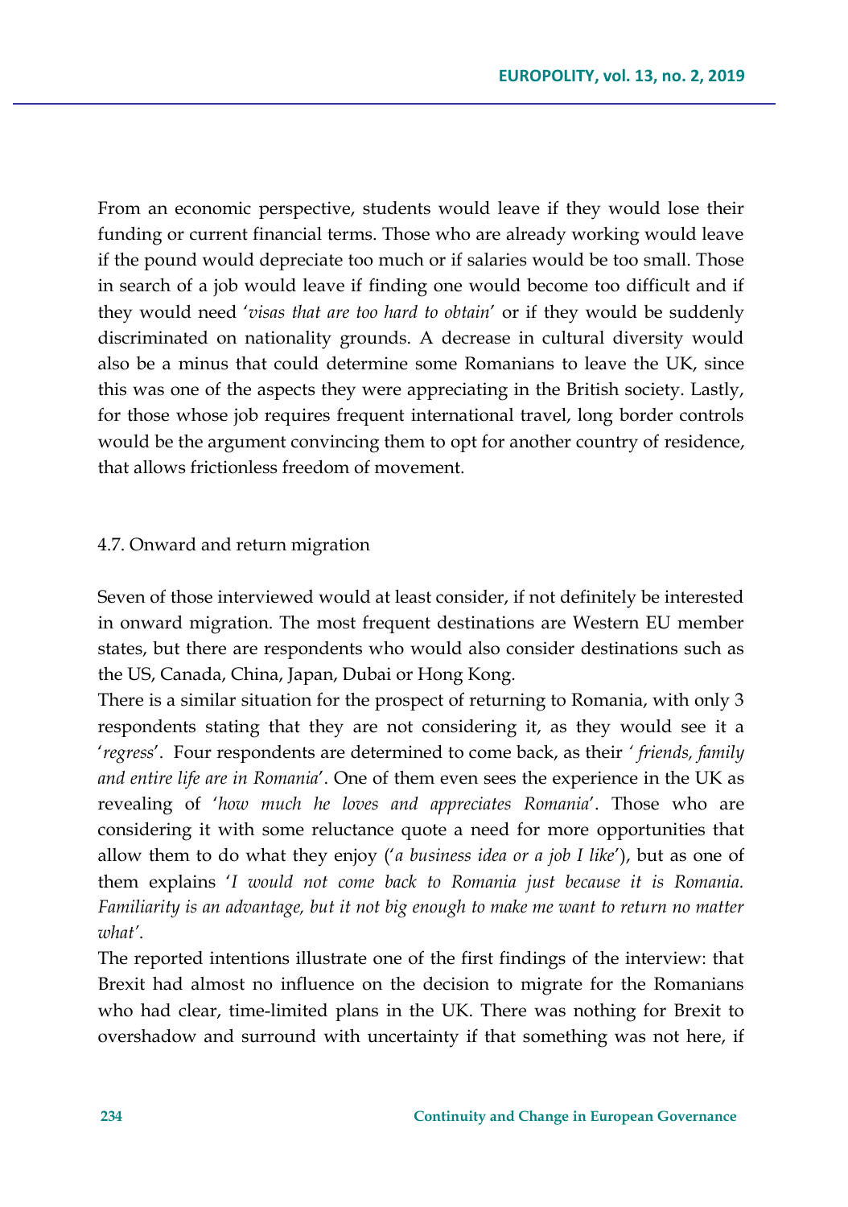From an economic perspective, students would leave if they would lose their funding or current financial terms. Those who are already working would leave if the pound would depreciate too much or if salaries would be too small. Those in search of a job would leave if finding one would become too difficult and if they would need '*visas that are too hard to obtain*' or if they would be suddenly discriminated on nationality grounds. A decrease in cultural diversity would also be a minus that could determine some Romanians to leave the UK, since this was one of the aspects they were appreciating in the British society. Lastly, for those whose job requires frequent international travel, long border controls would be the argument convincing them to opt for another country of residence, that allows frictionless freedom of movement.

### 4.7. Onward and return migration

Seven of those interviewed would at least consider, if not definitely be interested in onward migration. The most frequent destinations are Western EU member states, but there are respondents who would also consider destinations such as the US, Canada, China, Japan, Dubai or Hong Kong.

There is a similar situation for the prospect of returning to Romania, with only 3 respondents stating that they are not considering it, as they would see it a '*regress*'. Four respondents are determined to come back, as their '*friends, family and entire life are in Romania*'. One of them even sees the experience in the UK as revealing of '*how much he loves and appreciates Romania*'. Those who are considering it with some reluctance quote a need for more opportunities that allow them to do what they enjoy ('*a business idea or a job I like*'), but as one of them explains '*I would not come back to Romania just because it is Romania. Familiarity is an advantage, but it not big enough to make me want to return no matter what*'.

The reported intentions illustrate one of the first findings of the interview: that Brexit had almost no influence on the decision to migrate for the Romanians who had clear, time-limited plans in the UK. There was nothing for Brexit to overshadow and surround with uncertainty if that something was not here, if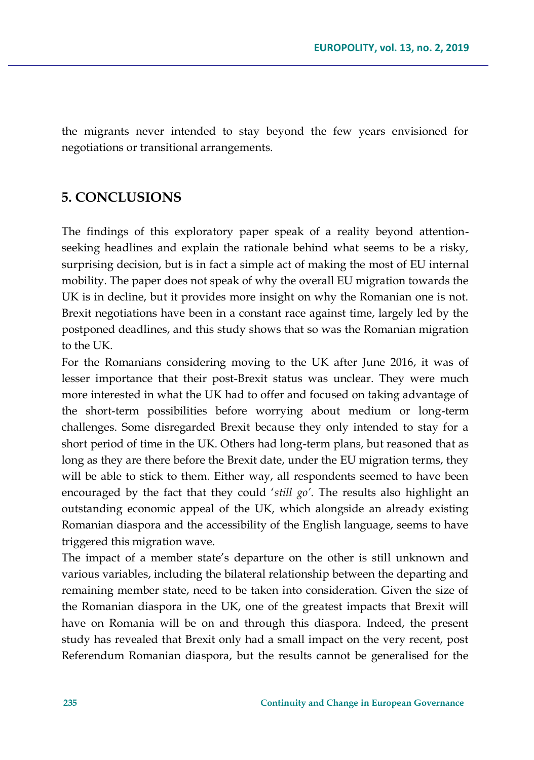the migrants never intended to stay beyond the few years envisioned for negotiations or transitional arrangements.

## 5. CONCLUSIONS

The findings of this exploratory paper speak of a reality beyond attention-seeking headlines and explain the rationale behind what seems to be a risky, surprising decision, but is in fact a simple act of making the most of EU internal mobility. The paper does not speak of why the overall EU migration towards the UK is in decline, but it provides more insight on why the Romanian one is not. Brexit negotiations have been in a constant race against time, largely led by the postponed deadlines, and this study shows that so was the Romanian migration to the UK.

For the Romanians considering moving to the UK after June 2016, it was of lesser importance that their post-Brexit status was unclear. They were much more interested in what the UK had to offer and focused on taking advantage of the short-term possibilities before worrying about medium or long-term challenges. Some disregarded Brexit because they only intended to stay for a short period of time in the UK. Others had long-term plans, but reasoned that as long as they are there before the Brexit date, under the EU migration terms, they will be able to stick to them. Either way, all respondents seemed to have been encouraged by the fact that they could '*still go*'. The results also highlight an outstanding economic appeal of the UK, which alongside an already existing Romanian diaspora and the accessibility of the English language, seems to have triggered this migration wave.

The impact of a member state's departure on the other is still unknown and various variables, including the bilateral relationship between the departing and remaining member state, need to be taken into consideration. Given the size of the Romanian diaspora in the UK, one of the greatest impacts that Brexit will have on Romania will be on and through this diaspora. Indeed, the present study has revealed that Brexit only had a small impact on the very recent, post Referendum Romanian diaspora, but the results cannot be generalised for the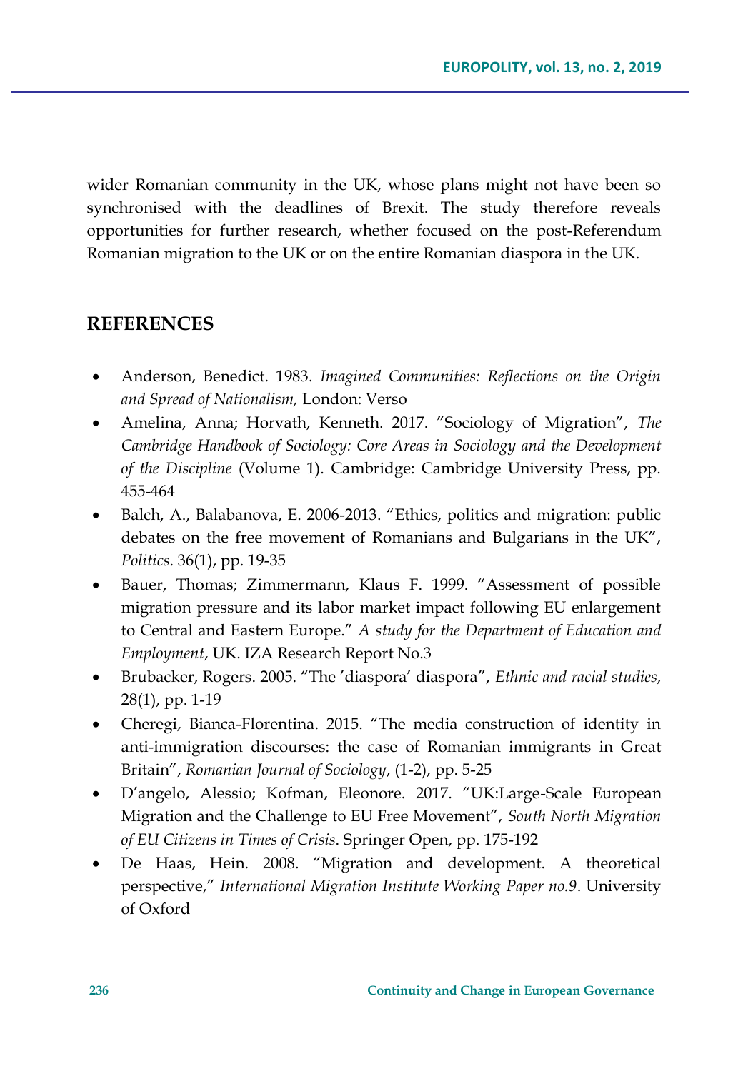wider Romanian community in the UK, whose plans might not have been so synchronised with the deadlines of Brexit. The study therefore reveals opportunities for further research, whether focused on the post-Referendum Romanian migration to the UK or on the entire Romanian diaspora in the UK.

## REFERENCES

- Anderson, Benedict. 1983. *Imagined Communities: Reflections on the Origin and Spread of Nationalism,* London: Verso
- Amelina, Anna; Horvath, Kenneth. 2017. ”Sociology of Migration”, *The Cambridge Handbook of Sociology: Core Areas in Sociology and the Development of the Discipline* (Volume 1). Cambridge: Cambridge University Press, pp. 455-464
- Balch, A., Balabanova, E. 2006-2013. “Ethics, politics and migration: public debates on the free movement of Romanians and Bulgarians in the UK”, *Politics*. 36(1), pp. 19-35
- Bauer, Thomas; Zimmermann, Klaus F. 1999. “Assessment of possible migration pressure and its labor market impact following EU enlargement to Central and Eastern Europe.” *A study for the Department of Education and Employment*, UK. IZA Research Report No.3
- Brubacker, Rogers. 2005. “The ’diaspora’ diaspora”, *Ethnic and racial studies*, 28(1), pp. 1-19
- Cheregi, Bianca-Florentina. 2015. “The media construction of identity in anti-immigration discourses: the case of Romanian immigrants in Great Britain”, *Romanian Journal of Sociology*, (1-2), pp. 5-25
- D’angelo, Alessio; Kofman, Eleonore. 2017. “UK:Large-Scale European Migration and the Challenge to EU Free Movement”, *South North Migration of EU Citizens in Times of Crisis*. Springer Open, pp. 175-192
- De Haas, Hein. 2008. “Migration and development. A theoretical perspective,” *International Migration Institute Working Paper no.9*. University of Oxford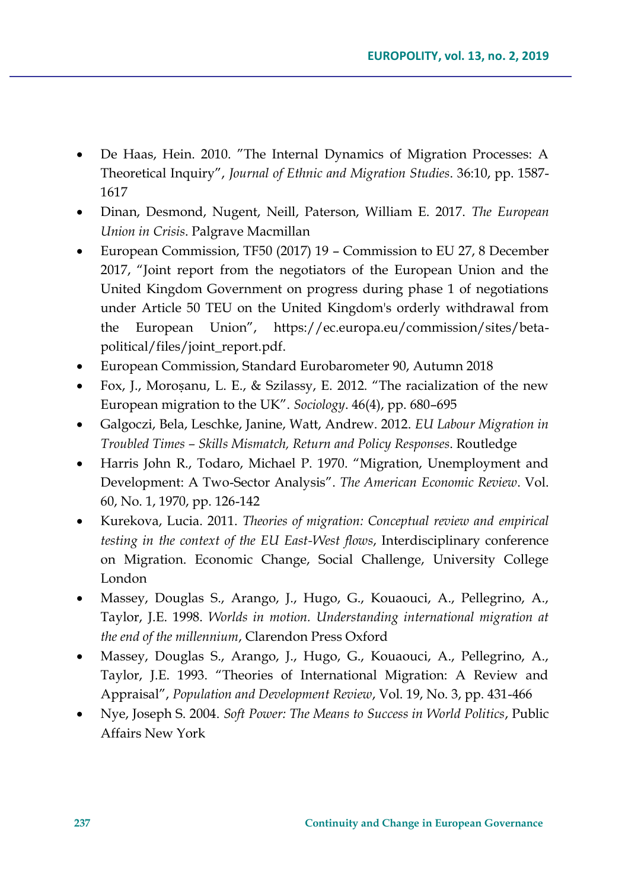- De Haas, Hein. 2010. ”The Internal Dynamics of Migration Processes: A Theoretical Inquiry”, *Journal of Ethnic and Migration Studies*. 36:10, pp. 1587-1617
- Dinan, Desmond, Nugent, Neill, Paterson, William E. 2017. *The European Union in Crisis*. Palgrave Macmillan
- European Commission, TF50 (2017) 19 – Commission to EU 27, 8 December 2017, "Joint report from the negotiators of the European Union and the United Kingdom Government on progress during phase 1 of negotiations under Article 50 TEU on the United Kingdom's orderly withdrawal from the European Union", https://ec.europa.eu/commission/sites/beta-political/files/joint_report.pdf.
- European Commission, Standard Eurobarometer 90, Autumn 2018
- Fox, J., Moroşanu, L. E., & Szilassy, E. 2012. "The racialization of the new European migration to the UK". *Sociology*. 46(4), pp. 680–695
- Galgoczi, Bela, Leschke, Janine, Watt, Andrew. 2012. *EU Labour Migration in Troubled Times – Skills Mismatch, Return and Policy Responses*. Routledge
- Harris John R., Todaro, Michael P. 1970. "Migration, Unemployment and Development: A Two-Sector Analysis". *The American Economic Review*. Vol. 60, No. 1, 1970, pp. 126-142
- Kurekova, Lucia. 2011. *Theories of migration: Conceptual review and empirical testing in the context of the EU East-West flows*, Interdisciplinary conference on Migration. Economic Change, Social Challenge, University College London
- Massey, Douglas S., Arango, J., Hugo, G., Kouaouci, A., Pellegrino, A., Taylor, J.E. 1998. *Worlds in motion. Understanding international migration at the end of the millennium*, Clarendon Press Oxford
- Massey, Douglas S., Arango, J., Hugo, G., Kouaouci, A., Pellegrino, A., Taylor, J.E. 1993. "Theories of International Migration: A Review and Appraisal", *Population and Development Review*, Vol. 19, No. 3, pp. 431-466
- Nye, Joseph S. 2004. *Soft Power: The Means to Success in World Politics*, Public Affairs New York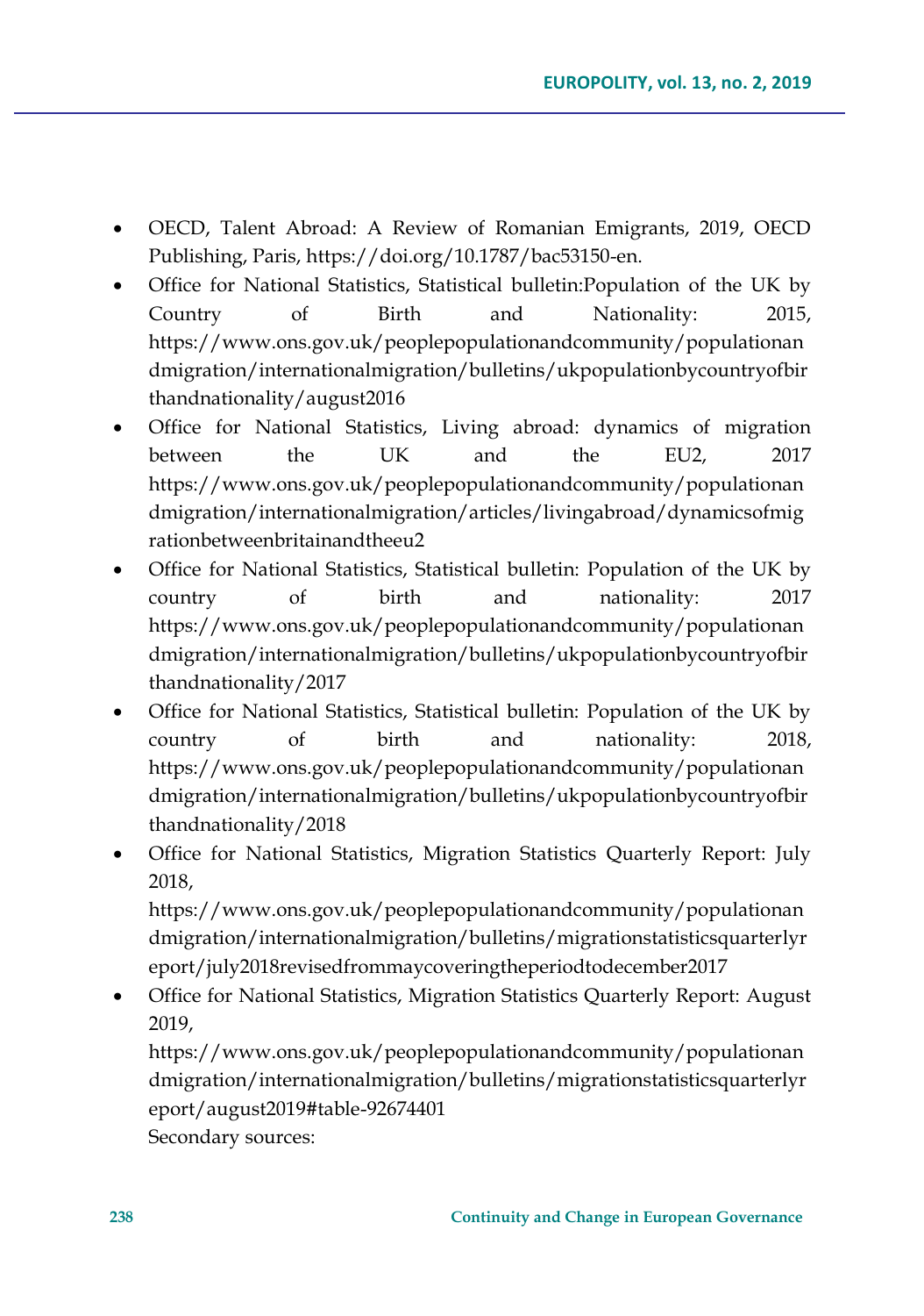- OECD, Talent Abroad: A Review of Romanian Emigrants, 2019, OECD Publishing, Paris, https://doi.org/10.1787/bac53150-en.
- Office for National Statistics, Statistical bulletin:Population of the UK by Country of Birth and Nationality: 2015, https://www.ons.gov.uk/peoplepopulationandcommunity/populationandmigration/internationalmigration/bulletins/ukpopulationbycountryofbirthandnationality/august2016
- Office for National Statistics, Living abroad: dynamics of migration between the UK and the EU2, 2017 https://www.ons.gov.uk/peoplepopulationandcommunity/populationandmigration/internationalmigration/articles/livingabroad/dynamicsofmigrationbetweenbritainandtheeu2
- Office for National Statistics, Statistical bulletin: Population of the UK by country of birth and nationality: 2017 https://www.ons.gov.uk/peoplepopulationandcommunity/populationandmigration/internationalmigration/bulletins/ukpopulationbycountryofbirthandnationality/2017
- Office for National Statistics, Statistical bulletin: Population of the UK by country of birth and nationality: 2018, https://www.ons.gov.uk/peoplepopulationandcommunity/populationandmigration/internationalmigration/bulletins/ukpopulationbycountryofbirthandnationality/2018
- Office for National Statistics, Migration Statistics Quarterly Report: July 2018, https://www.ons.gov.uk/peoplepopulationandcommunity/populationandmigration/internationalmigration/bulletins/migrationstatisticsquarterlyreport/july2018revisedfrommaycoveringtheperiodtodecember2017
- Office for National Statistics, Migration Statistics Quarterly Report: August 2019, https://www.ons.gov.uk/peoplepopulationandcommunity/populationandmigration/internationalmigration/bulletins/migrationstatisticsquarterlyreport/august2019#table-92674401

Secondary sources: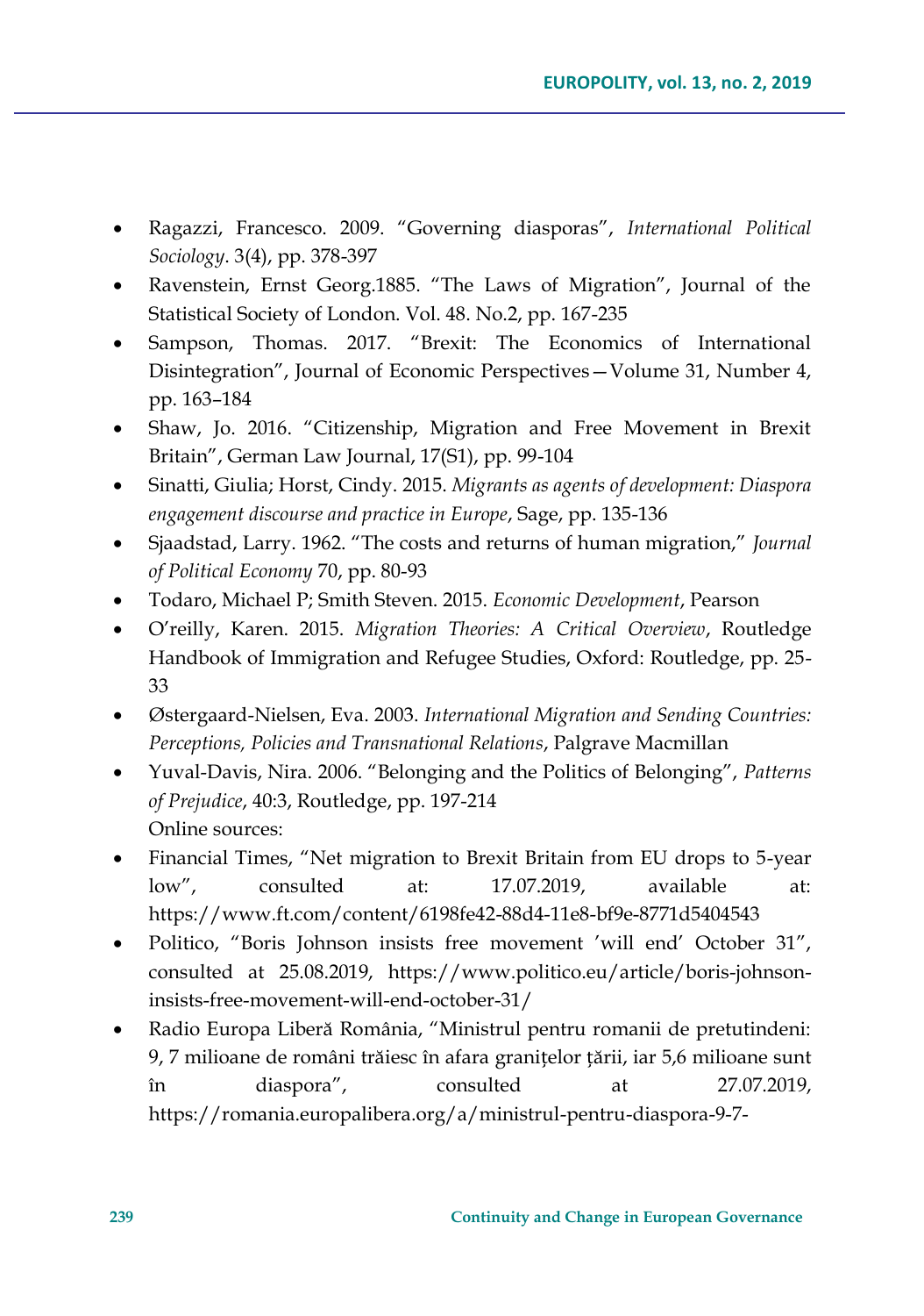- Ragazzi, Francesco. 2009. "Governing diasporas", *International Political Sociology*. 3(4), pp. 378-397
- Ravenstein, Ernst Georg.1885. "The Laws of Migration", Journal of the Statistical Society of London. Vol. 48. No.2, pp. 167-235
- Sampson, Thomas. 2017. "Brexit: The Economics of International Disintegration", Journal of Economic Perspectives—Volume 31, Number 4, pp. 163–184
- Shaw, Jo. 2016. "Citizenship, Migration and Free Movement in Brexit Britain", German Law Journal, 17(S1), pp. 99-104
- Sinatti, Giulia; Horst, Cindy. 2015. *Migrants as agents of development: Diaspora engagement discourse and practice in Europe*, Sage, pp. 135-136
- Sjaadstad, Larry. 1962. "The costs and returns of human migration," *Journal of Political Economy* 70, pp. 80-93
- Todaro, Michael P; Smith Steven. 2015. *Economic Development*, Pearson
- O'reilly, Karen. 2015. *Migration Theories: A Critical Overview*, Routledge Handbook of Immigration and Refugee Studies, Oxford: Routledge, pp. 25-33
- Østergaard-Nielsen, Eva. 2003. *International Migration and Sending Countries: Perceptions, Policies and Transnational Relations*, Palgrave Macmillan
- Yuval-Davis, Nira. 2006. "Belonging and the Politics of Belonging", *Patterns of Prejudice*, 40:3, Routledge, pp. 197-214

Online sources:

- Financial Times, "Net migration to Brexit Britain from EU drops to 5-year low", consulted at: 17.07.2019, available at: https://www.ft.com/content/6198fe42-88d4-11e8-bf9e-8771d5404543
- Politico, "Boris Johnson insists free movement 'will end' October 31", consulted at 25.08.2019, https://www.politico.eu/article/boris-johnson-insists-free-movement-will-end-october-31/
- Radio Europa Liberă România, "Ministrul pentru romanii de pretutindeni: 9, 7 milioane de români trăiesc în afara granițelor țării, iar 5,6 milioane sunt în diaspora", consulted at 27.07.2019, https://romania.europalibera.org/a/ministrul-pentru-diaspora-9-7-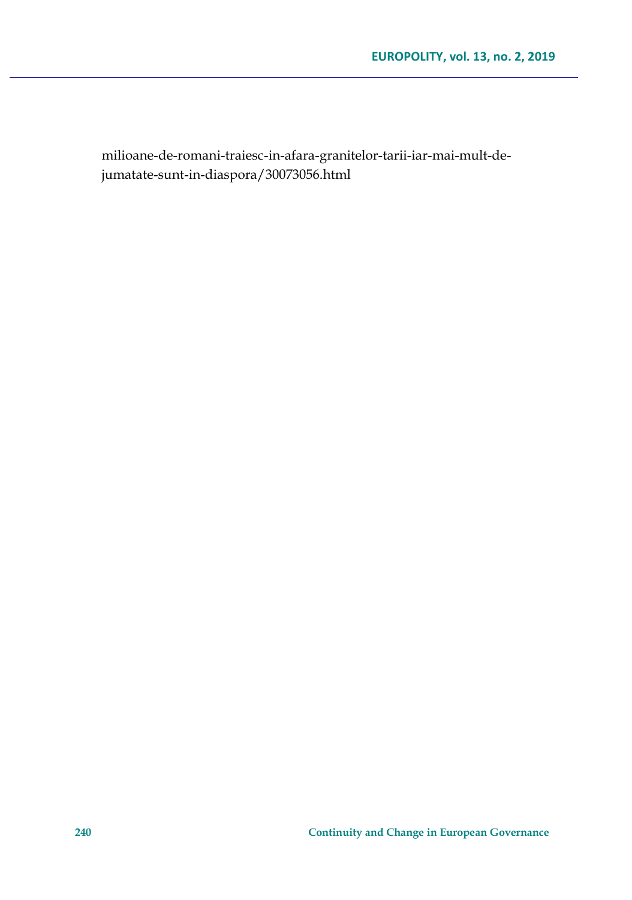milioane-de-romani-traiesc-in-afara-granitelor-tarii-iar-mai-mult-de-jumatate-sunt-in-diaspora/30073056.html